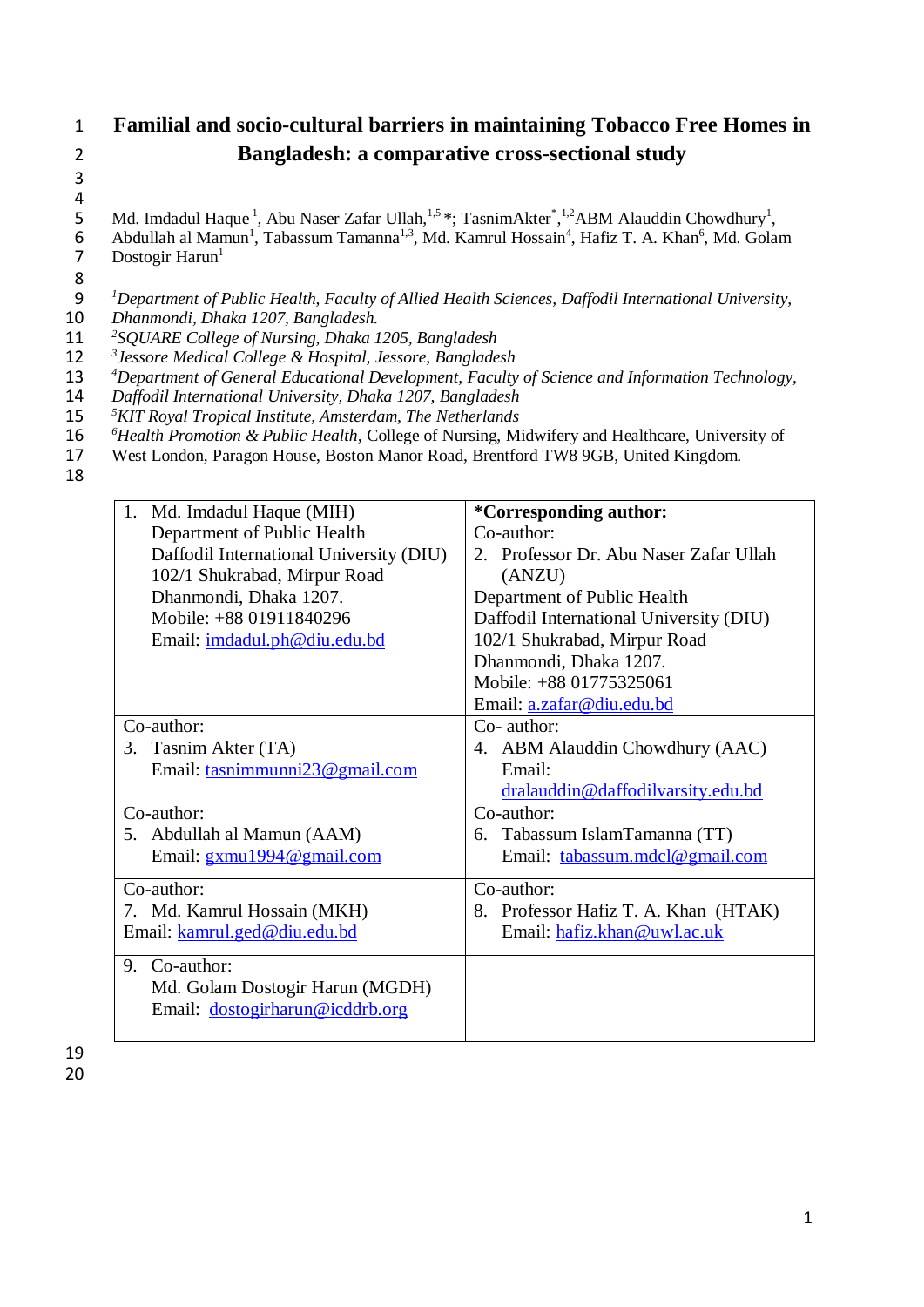# Familial and socio-cultural barriers in maintaining Tobacco Free Homes in Bangladesh: a comparative cross-sectional study

Md. Imdadul Haque [1], Abu Naser Zafar Ullah,[1,5] *; TasnimAkter[*],[1,2]ABM Alauddin Chowdhury[1], Abdullah al Mamun[1], Tabassum Tamanna[1,3], Md. Kamrul Hossain[4], Hafiz T. A. Khan[6], Md. Golam Dostogir Harun[1]

*[1]Department of Public Health, Faculty of Allied Health Sciences, Daffodil International University, Dhanmondi, Dhaka 1207, Bangladesh.*
*[2]SQUARE College of Nursing, Dhaka 1205, Bangladesh*
*[3]Jessore Medical College & Hospital, Jessore, Bangladesh*
*[4]Department of General Educational Development, Faculty of Science and Information Technology, Daffodil International University, Dhaka 1207, Bangladesh*
*[5]KIT Royal Tropical Institute, Amsterdam, The Netherlands*
*[6]Health Promotion & Public Health,* College of Nursing, Midwifery and Healthcare, University of West London, Paragon House, Boston Manor Road, Brentford TW8 9GB, United Kingdom.

| | |
|---|---|
| 1. Md. Imdadul Haque (MIH)<br>Department of Public Health<br>Daffodil International University (DIU)<br>102/1 Shukrabad, Mirpur Road<br>Dhanmondi, Dhaka 1207.<br>Mobile: +88 01911840296<br>Email: imdadul.ph@diu.edu.bd | **\*Corresponding author:**<br>Co-author:<br>2. Professor Dr. Abu Naser Zafar Ullah (ANZU)<br>Department of Public Health<br>Daffodil International University (DIU)<br>102/1 Shukrabad, Mirpur Road<br>Dhanmondi, Dhaka 1207.<br>Mobile: +88 01775325061<br>Email: a.zafar@diu.edu.bd |
| Co-author:<br>3. Tasnim Akter (TA)<br>Email: tasnimmunni23@gmail.com | Co- author:<br>4. ABM Alauddin Chowdhury (AAC)<br>Email: dralauddin@daffodilvarsity.edu.bd |
| Co-author:<br>5. Abdullah al Mamun (AAM)<br>Email: gxmu1994@gmail.com | Co-author:<br>6. Tabassum IslamTamanna (TT)<br>Email: tabassum.mdcl@gmail.com |
| Co-author:<br>7. Md. Kamrul Hossain (MKH)<br>Email: kamrul.ged@diu.edu.bd | Co-author:<br>8. Professor Hafiz T. A. Khan (HTAK)<br>Email: hafiz.khan@uwl.ac.uk |
| 9. Co-author:<br>Md. Golam Dostogir Harun (MGDH)<br>Email: dostogirharun@icddrb.org | |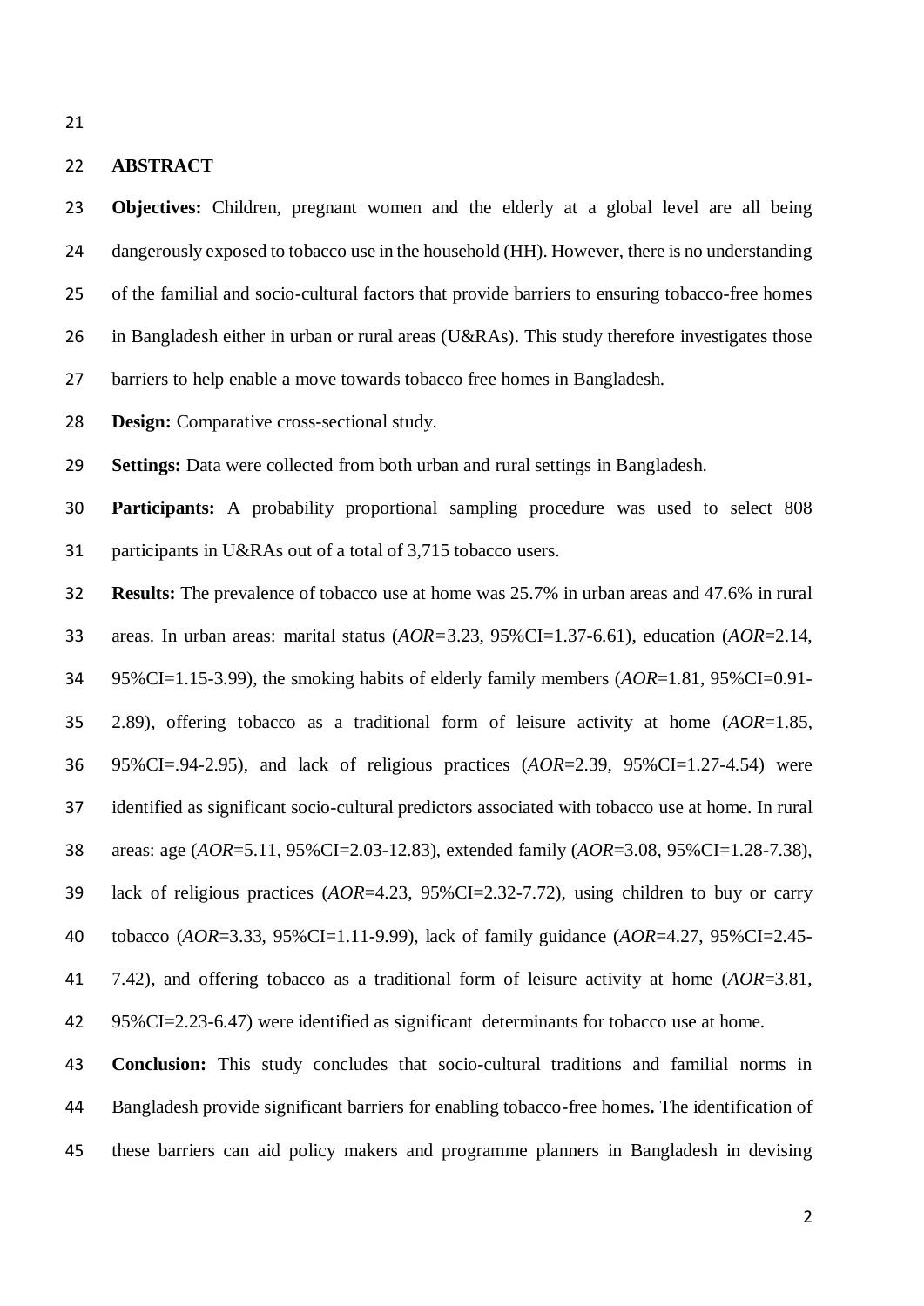## ABSTRACT

**Objectives:** Children, pregnant women and the elderly at a global level are all being dangerously exposed to tobacco use in the household (HH). However, there is no understanding of the familial and socio-cultural factors that provide barriers to ensuring tobacco-free homes in Bangladesh either in urban or rural areas (U&RAs). This study therefore investigates those barriers to help enable a move towards tobacco free homes in Bangladesh.

**Design:** Comparative cross-sectional study.

**Settings:** Data were collected from both urban and rural settings in Bangladesh.

**Participants:** A probability proportional sampling procedure was used to select 808 participants in U&RAs out of a total of 3,715 tobacco users.

**Results:** The prevalence of tobacco use at home was 25.7% in urban areas and 47.6% in rural areas. In urban areas: marital status (*AOR*=3.23, 95%CI=1.37-6.61), education (*AOR*=2.14, 95%CI=1.15-3.99), the smoking habits of elderly family members (*AOR*=1.81, 95%CI=0.91-2.89), offering tobacco as a traditional form of leisure activity at home (*AOR*=1.85, 95%CI=.94-2.95), and lack of religious practices (*AOR*=2.39, 95%CI=1.27-4.54) were identified as significant socio-cultural predictors associated with tobacco use at home. In rural areas: age (*AOR*=5.11, 95%CI=2.03-12.83), extended family (*AOR*=3.08, 95%CI=1.28-7.38), lack of religious practices (*AOR*=4.23, 95%CI=2.32-7.72), using children to buy or carry tobacco (*AOR*=3.33, 95%CI=1.11-9.99), lack of family guidance (*AOR*=4.27, 95%CI=2.45-7.42), and offering tobacco as a traditional form of leisure activity at home (*AOR*=3.81, 95%CI=2.23-6.47) were identified as significant determinants for tobacco use at home.

**Conclusion:** This study concludes that socio-cultural traditions and familial norms in Bangladesh provide significant barriers for enabling tobacco-free homes**.** The identification of these barriers can aid policy makers and programme planners in Bangladesh in devising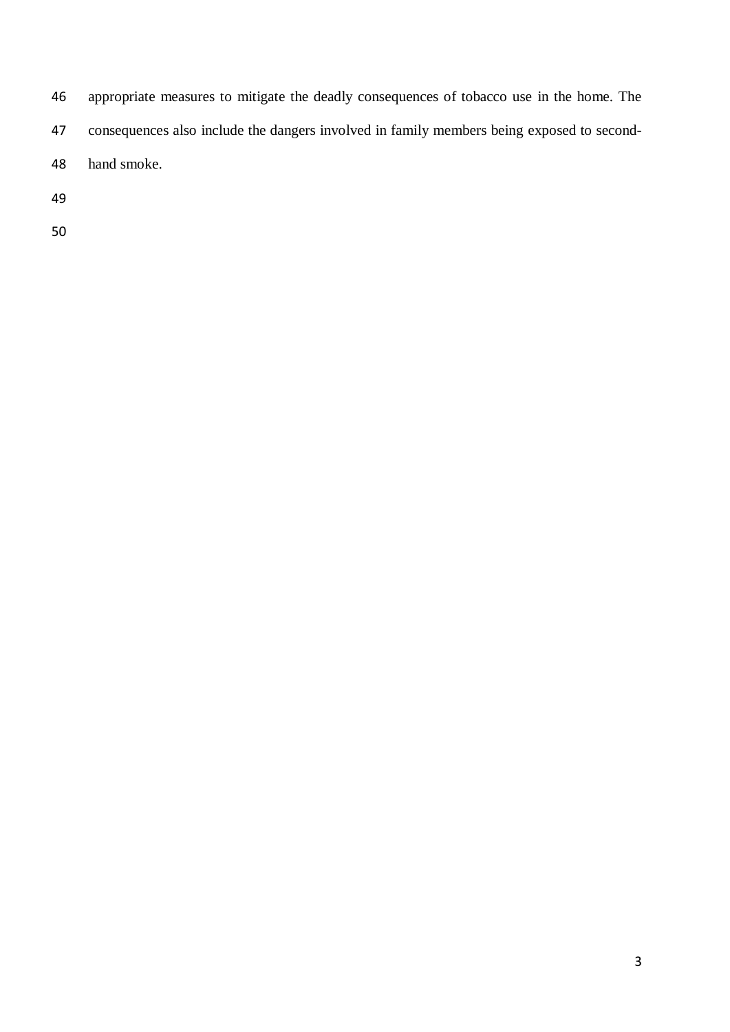appropriate measures to mitigate the deadly consequences of tobacco use in the home. The consequences also include the dangers involved in family members being exposed to second-hand smoke.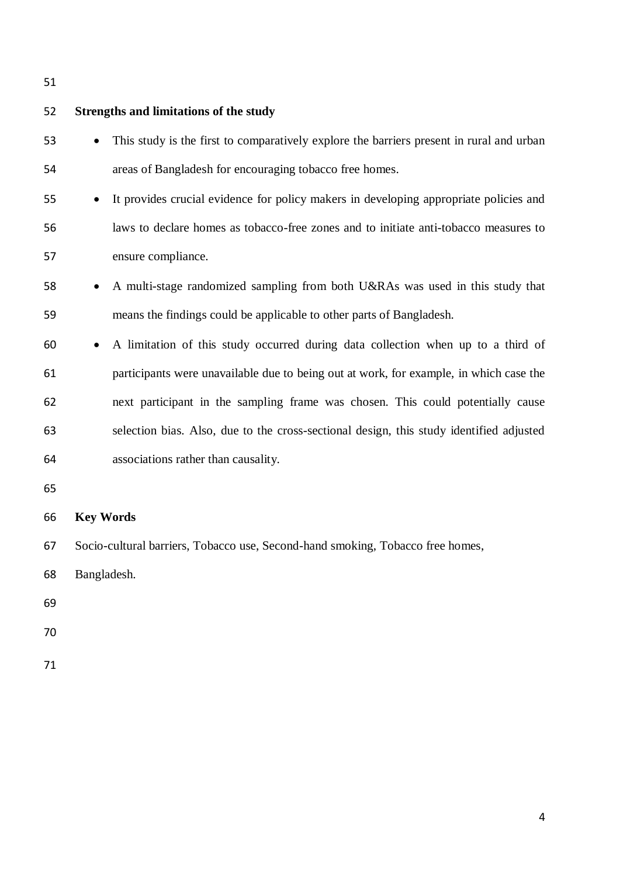## Strengths and limitations of the study

- This study is the first to comparatively explore the barriers present in rural and urban areas of Bangladesh for encouraging tobacco free homes.
- It provides crucial evidence for policy makers in developing appropriate policies and laws to declare homes as tobacco-free zones and to initiate anti-tobacco measures to ensure compliance.
- A multi-stage randomized sampling from both U&RAs was used in this study that means the findings could be applicable to other parts of Bangladesh.
- A limitation of this study occurred during data collection when up to a third of participants were unavailable due to being out at work, for example, in which case the next participant in the sampling frame was chosen. This could potentially cause selection bias. Also, due to the cross-sectional design, this study identified adjusted associations rather than causality.

## Key Words

Socio-cultural barriers, Tobacco use, Second-hand smoking, Tobacco free homes, Bangladesh.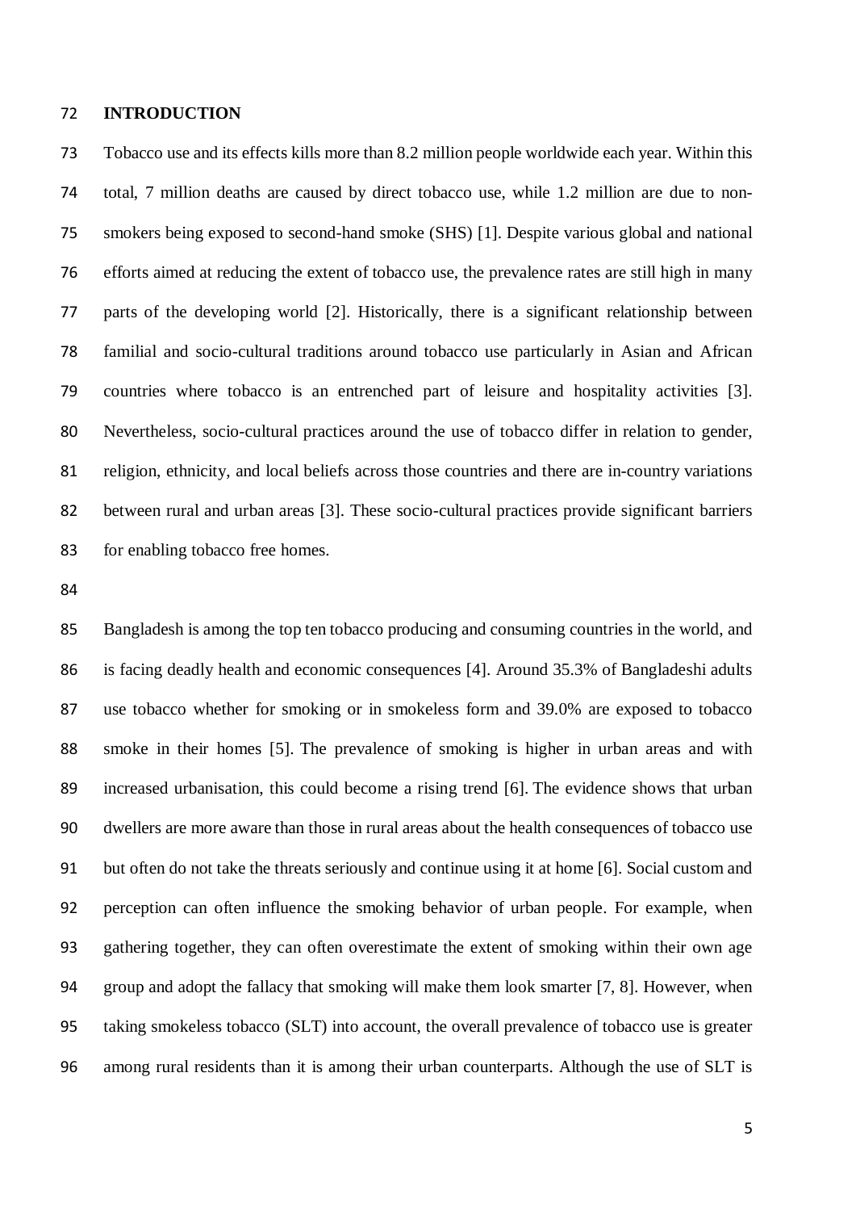## INTRODUCTION

Tobacco use and its effects kills more than 8.2 million people worldwide each year. Within this total, 7 million deaths are caused by direct tobacco use, while 1.2 million are due to non-smokers being exposed to second-hand smoke (SHS) [1]. Despite various global and national efforts aimed at reducing the extent of tobacco use, the prevalence rates are still high in many parts of the developing world [2]. Historically, there is a significant relationship between familial and socio-cultural traditions around tobacco use particularly in Asian and African countries where tobacco is an entrenched part of leisure and hospitality activities [3]. Nevertheless, socio-cultural practices around the use of tobacco differ in relation to gender, religion, ethnicity, and local beliefs across those countries and there are in-country variations between rural and urban areas [3]. These socio-cultural practices provide significant barriers for enabling tobacco free homes.

Bangladesh is among the top ten tobacco producing and consuming countries in the world, and is facing deadly health and economic consequences [4]. Around 35.3% of Bangladeshi adults use tobacco whether for smoking or in smokeless form and 39.0% are exposed to tobacco smoke in their homes [5]. The prevalence of smoking is higher in urban areas and with increased urbanisation, this could become a rising trend [6]. The evidence shows that urban dwellers are more aware than those in rural areas about the health consequences of tobacco use but often do not take the threats seriously and continue using it at home [6]. Social custom and perception can often influence the smoking behavior of urban people. For example, when gathering together, they can often overestimate the extent of smoking within their own age group and adopt the fallacy that smoking will make them look smarter [7, 8]. However, when taking smokeless tobacco (SLT) into account, the overall prevalence of tobacco use is greater among rural residents than it is among their urban counterparts. Although the use of SLT is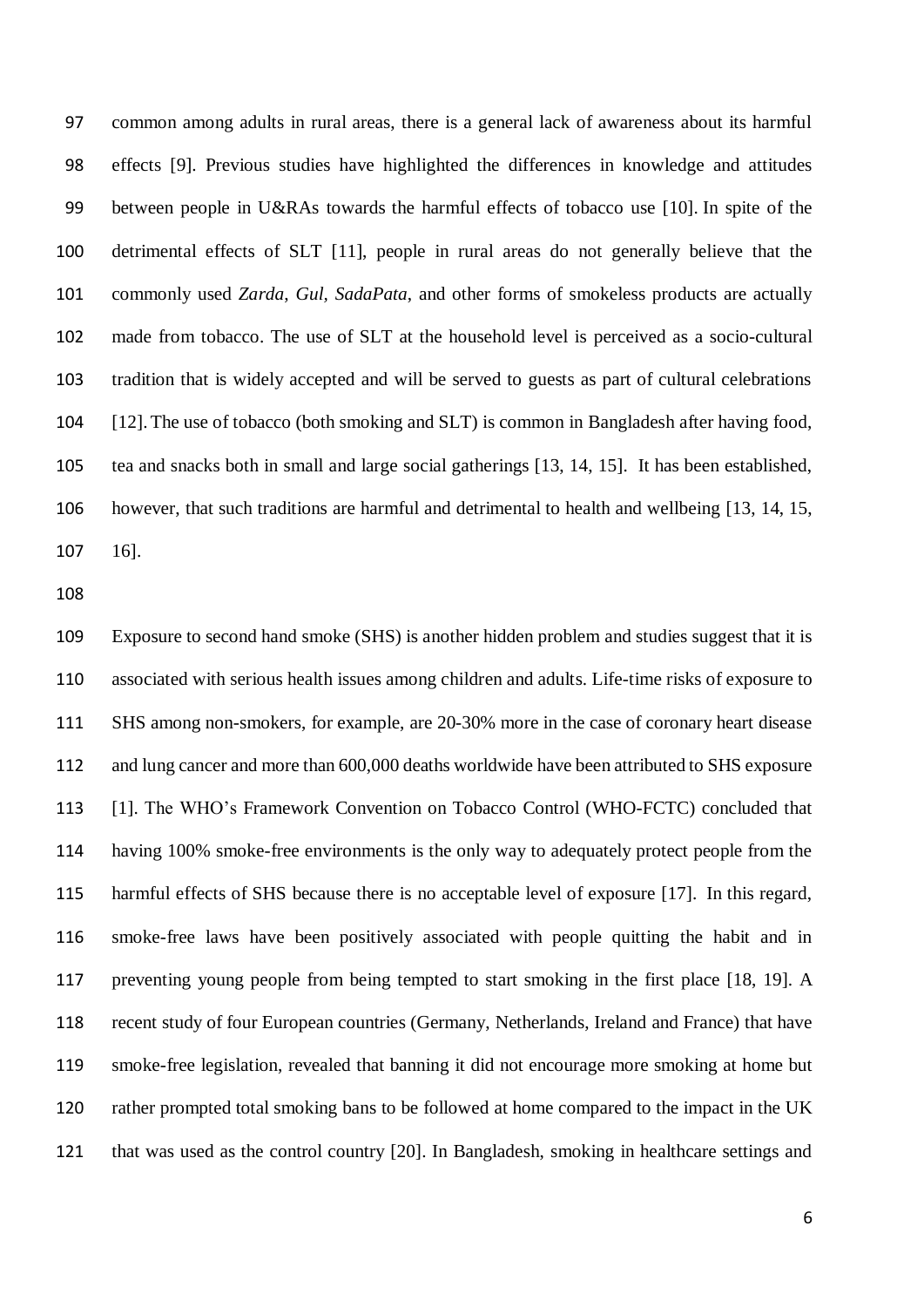common among adults in rural areas, there is a general lack of awareness about its harmful effects [9]. Previous studies have highlighted the differences in knowledge and attitudes between people in U&RAs towards the harmful effects of tobacco use [10]. In spite of the detrimental effects of SLT [11], people in rural areas do not generally believe that the commonly used *Zarda*, *Gul*, *SadaPata*, and other forms of smokeless products are actually made from tobacco. The use of SLT at the household level is perceived as a socio-cultural tradition that is widely accepted and will be served to guests as part of cultural celebrations [12]. The use of tobacco (both smoking and SLT) is common in Bangladesh after having food, tea and snacks both in small and large social gatherings [13, 14, 15]. It has been established, however, that such traditions are harmful and detrimental to health and wellbeing [13, 14, 15, 16].

Exposure to second hand smoke (SHS) is another hidden problem and studies suggest that it is associated with serious health issues among children and adults. Life-time risks of exposure to SHS among non-smokers, for example, are 20-30% more in the case of coronary heart disease and lung cancer and more than 600,000 deaths worldwide have been attributed to SHS exposure [1]. The WHO's Framework Convention on Tobacco Control (WHO-FCTC) concluded that having 100% smoke-free environments is the only way to adequately protect people from the harmful effects of SHS because there is no acceptable level of exposure [17]. In this regard, smoke-free laws have been positively associated with people quitting the habit and in preventing young people from being tempted to start smoking in the first place [18, 19]. A recent study of four European countries (Germany, Netherlands, Ireland and France) that have smoke-free legislation, revealed that banning it did not encourage more smoking at home but rather prompted total smoking bans to be followed at home compared to the impact in the UK that was used as the control country [20]. In Bangladesh, smoking in healthcare settings and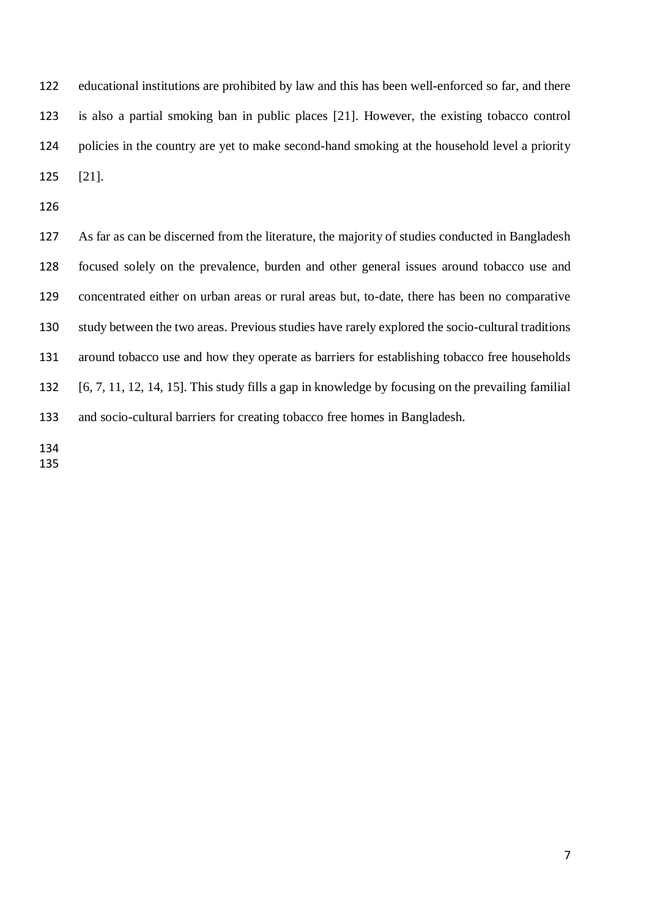educational institutions are prohibited by law and this has been well-enforced so far, and there is also a partial smoking ban in public places [21]. However, the existing tobacco control policies in the country are yet to make second-hand smoking at the household level a priority [21].

As far as can be discerned from the literature, the majority of studies conducted in Bangladesh focused solely on the prevalence, burden and other general issues around tobacco use and concentrated either on urban areas or rural areas but, to-date, there has been no comparative study between the two areas. Previous studies have rarely explored the socio-cultural traditions around tobacco use and how they operate as barriers for establishing tobacco free households [6, 7, 11, 12, 14, 15]. This study fills a gap in knowledge by focusing on the prevailing familial and socio-cultural barriers for creating tobacco free homes in Bangladesh.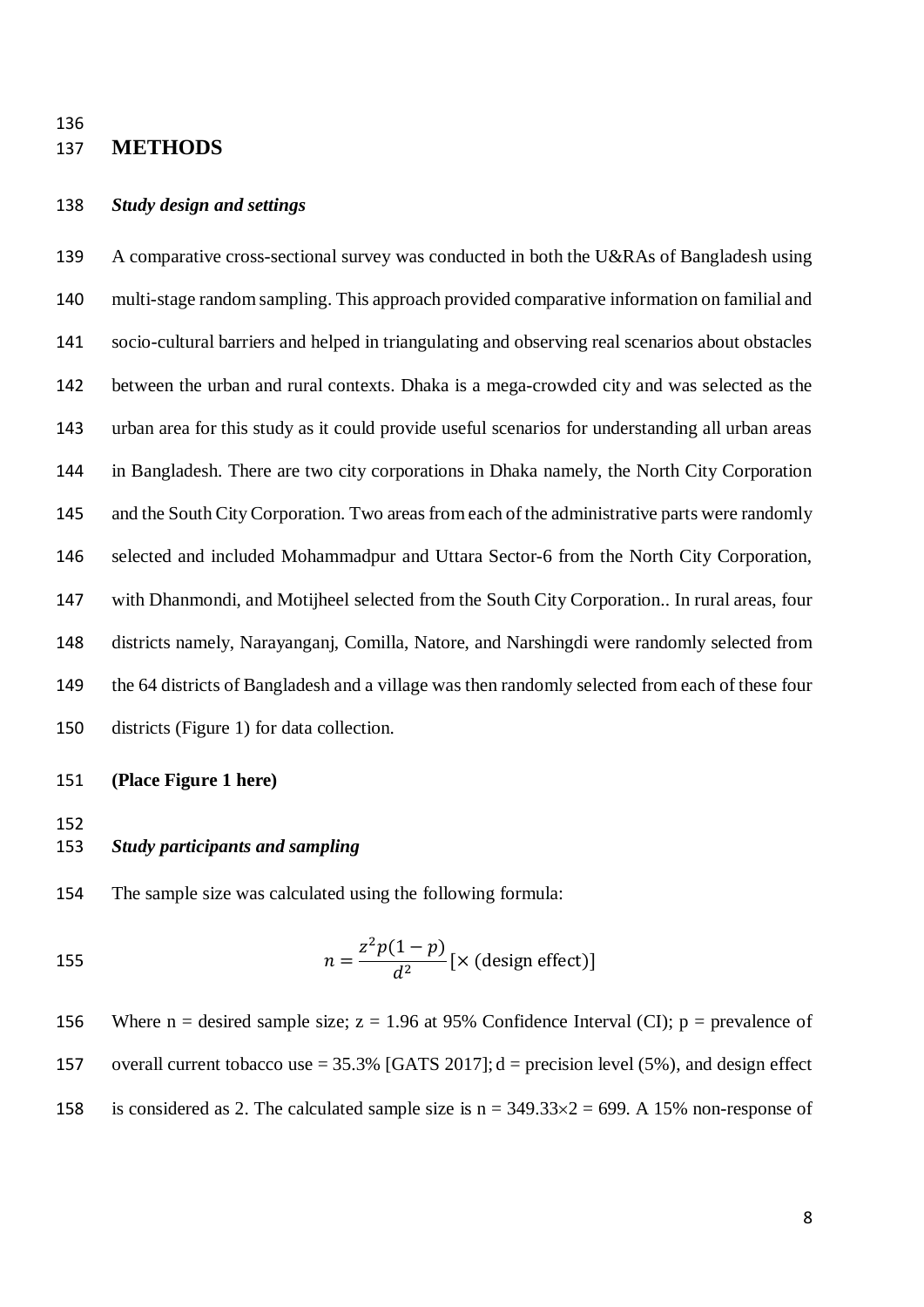## METHODS

### *Study design and settings*

A comparative cross-sectional survey was conducted in both the U&RAs of Bangladesh using multi-stage random sampling. This approach provided comparative information on familial and socio-cultural barriers and helped in triangulating and observing real scenarios about obstacles between the urban and rural contexts. Dhaka is a mega-crowded city and was selected as the urban area for this study as it could provide useful scenarios for understanding all urban areas in Bangladesh. There are two city corporations in Dhaka namely, the North City Corporation and the South City Corporation. Two areas from each of the administrative parts were randomly selected and included Mohammadpur and Uttara Sector-6 from the North City Corporation, with Dhanmondi, and Motijheel selected from the South City Corporation.. In rural areas, four districts namely, Narayanganj, Comilla, Natore, and Narshingdi were randomly selected from the 64 districts of Bangladesh and a village was then randomly selected from each of these four districts (Figure 1) for data collection.

**(Place Figure 1 here)**

### *Study participants and sampling*

The sample size was calculated using the following formula:

$$n = \frac{z^2 p(1-p)}{d^2} [\times \text{(design effect)}]$$

Where n = desired sample size; z = 1.96 at 95% Confidence Interval (CI); p = prevalence of overall current tobacco use = 35.3% [GATS 2017]; d = precision level (5%), and design effect is considered as 2. The calculated sample size is $n = 349.33 \times 2 = 699$. A 15% non-response of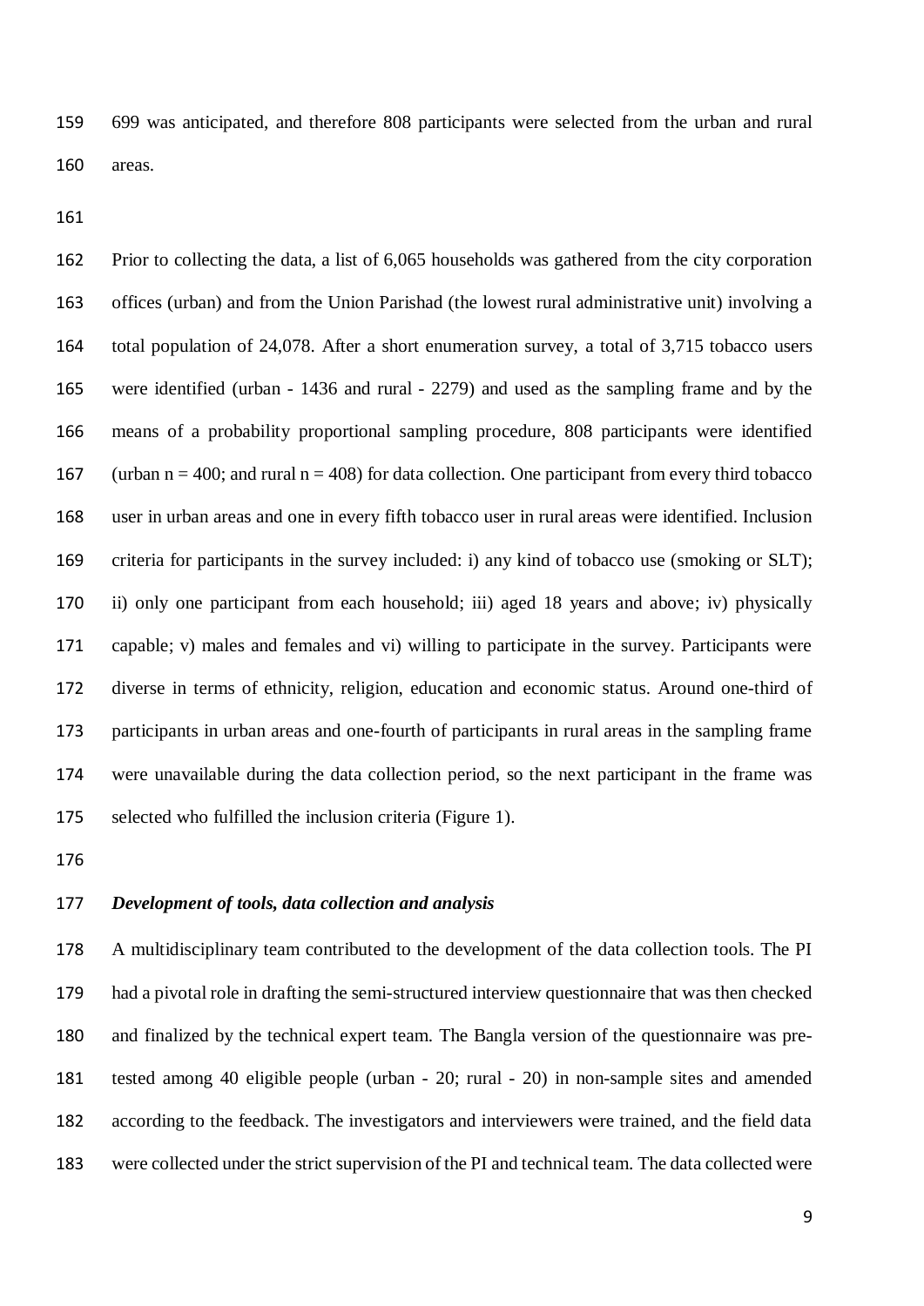699 was anticipated, and therefore 808 participants were selected from the urban and rural areas.

Prior to collecting the data, a list of 6,065 households was gathered from the city corporation offices (urban) and from the Union Parishad (the lowest rural administrative unit) involving a total population of 24,078. After a short enumeration survey, a total of 3,715 tobacco users were identified (urban - 1436 and rural - 2279) and used as the sampling frame and by the means of a probability proportional sampling procedure, 808 participants were identified (urban n = 400; and rural n = 408) for data collection. One participant from every third tobacco user in urban areas and one in every fifth tobacco user in rural areas were identified. Inclusion criteria for participants in the survey included: i) any kind of tobacco use (smoking or SLT); ii) only one participant from each household; iii) aged 18 years and above; iv) physically capable; v) males and females and vi) willing to participate in the survey. Participants were diverse in terms of ethnicity, religion, education and economic status. Around one-third of participants in urban areas and one-fourth of participants in rural areas in the sampling frame were unavailable during the data collection period, so the next participant in the frame was selected who fulfilled the inclusion criteria (Figure 1).

***Development of tools, data collection and analysis***

A multidisciplinary team contributed to the development of the data collection tools. The PI had a pivotal role in drafting the semi-structured interview questionnaire that was then checked and finalized by the technical expert team. The Bangla version of the questionnaire was pre-tested among 40 eligible people (urban - 20; rural - 20) in non-sample sites and amended according to the feedback. The investigators and interviewers were trained, and the field data were collected under the strict supervision of the PI and technical team. The data collected were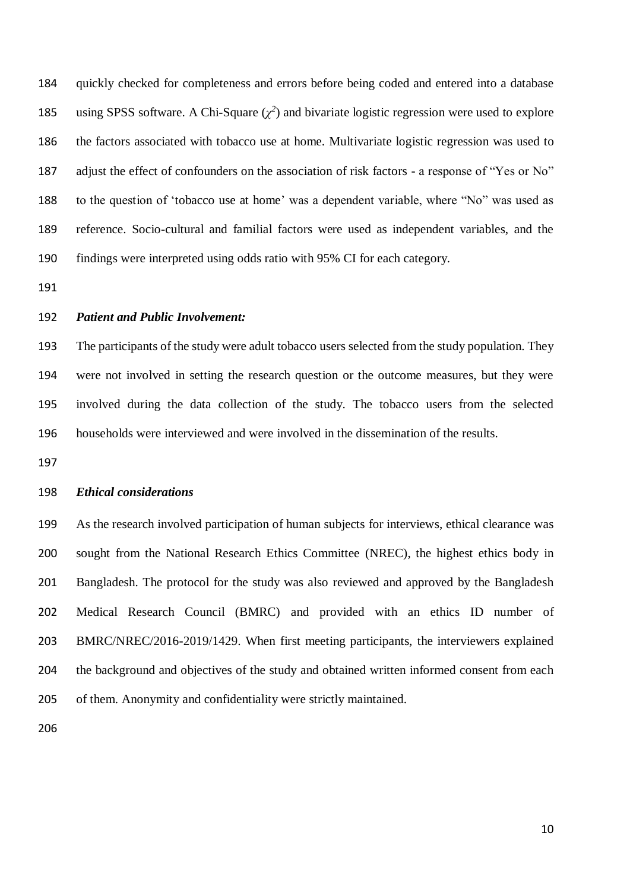quickly checked for completeness and errors before being coded and entered into a database using SPSS software. A Chi-Square ($\chi^2$) and bivariate logistic regression were used to explore the factors associated with tobacco use at home. Multivariate logistic regression was used to adjust the effect of confounders on the association of risk factors - a response of "Yes or No" to the question of 'tobacco use at home' was a dependent variable, where "No" was used as reference. Socio-cultural and familial factors were used as independent variables, and the findings were interpreted using odds ratio with 95% CI for each category.

### *Patient and Public Involvement:*

The participants of the study were adult tobacco users selected from the study population. They were not involved in setting the research question or the outcome measures, but they were involved during the data collection of the study. The tobacco users from the selected households were interviewed and were involved in the dissemination of the results.

### *Ethical considerations*

As the research involved participation of human subjects for interviews, ethical clearance was sought from the National Research Ethics Committee (NREC), the highest ethics body in Bangladesh. The protocol for the study was also reviewed and approved by the Bangladesh Medical Research Council (BMRC) and provided with an ethics ID number of BMRC/NREC/2016-2019/1429. When first meeting participants, the interviewers explained the background and objectives of the study and obtained written informed consent from each of them. Anonymity and confidentiality were strictly maintained.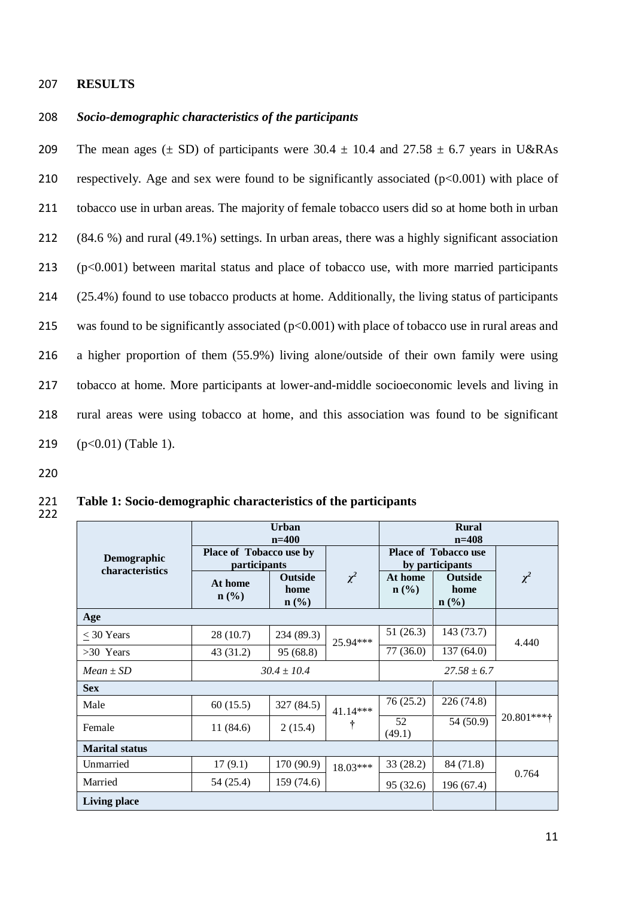## RESULTS

### *Socio-demographic characteristics of the participants*

The mean ages (± SD) of participants were 30.4 ± 10.4 and 27.58 ± 6.7 years in U&RAs respectively. Age and sex were found to be significantly associated ($p<0.001$) with place of tobacco use in urban areas. The majority of female tobacco users did so at home both in urban (84.6 %) and rural (49.1%) settings. In urban areas, there was a highly significant association ($p<0.001$) between marital status and place of tobacco use, with more married participants (25.4%) found to use tobacco products at home. Additionally, the living status of participants was found to be significantly associated ($p<0.001$) with place of tobacco use in rural areas and a higher proportion of them (55.9%) living alone/outside of their own family were using tobacco at home. More participants at lower-and-middle socioeconomic levels and living in rural areas were using tobacco at home, and this association was found to be significant ($p<0.01$) (Table 1).

**Table 1: Socio-demographic characteristics of the participants**

| Demographic characteristics | Urban n=400 | | | Rural n=408 | | |
|---|---|---|---|---|---|---|
| | Place of Tobacco use by participants | | $\chi^2$ | Place of Tobacco use by participants | | $\chi^2$ |
| | At home n (%) | Outside home n (%) | | At home n (%) | Outside home n (%) | |
| **Age** | | | | | | |
| ≤ 30 Years | 28 (10.7) | 234 (89.3) | 25.94*** | 51 (26.3) | 143 (73.7) | 4.440 |
| >30 Years | 43 (31.2) | 95 (68.8) | | 77 (36.0) | 137 (64.0) | |
| *Mean ± SD* | *30.4 ± 10.4* | | | *27.58 ± 6.7* | | |
| **Sex** | | | | | | |
| Male | 60 (15.5) | 327 (84.5) | 41.14***† | 76 (25.2) | 226 (74.8) | 20.801***† |
| Female | 11 (84.6) | 2 (15.4) | | 52 (49.1) | 54 (50.9) | |
| **Marital status** | | | | | | |
| Unmarried | 17 (9.1) | 170 (90.9) | 18.03*** | 33 (28.2) | 84 (71.8) | 0.764 |
| Married | 54 (25.4) | 159 (74.6) | | 95 (32.6) | 196 (67.4) | |
| **Living place** | | | | | | |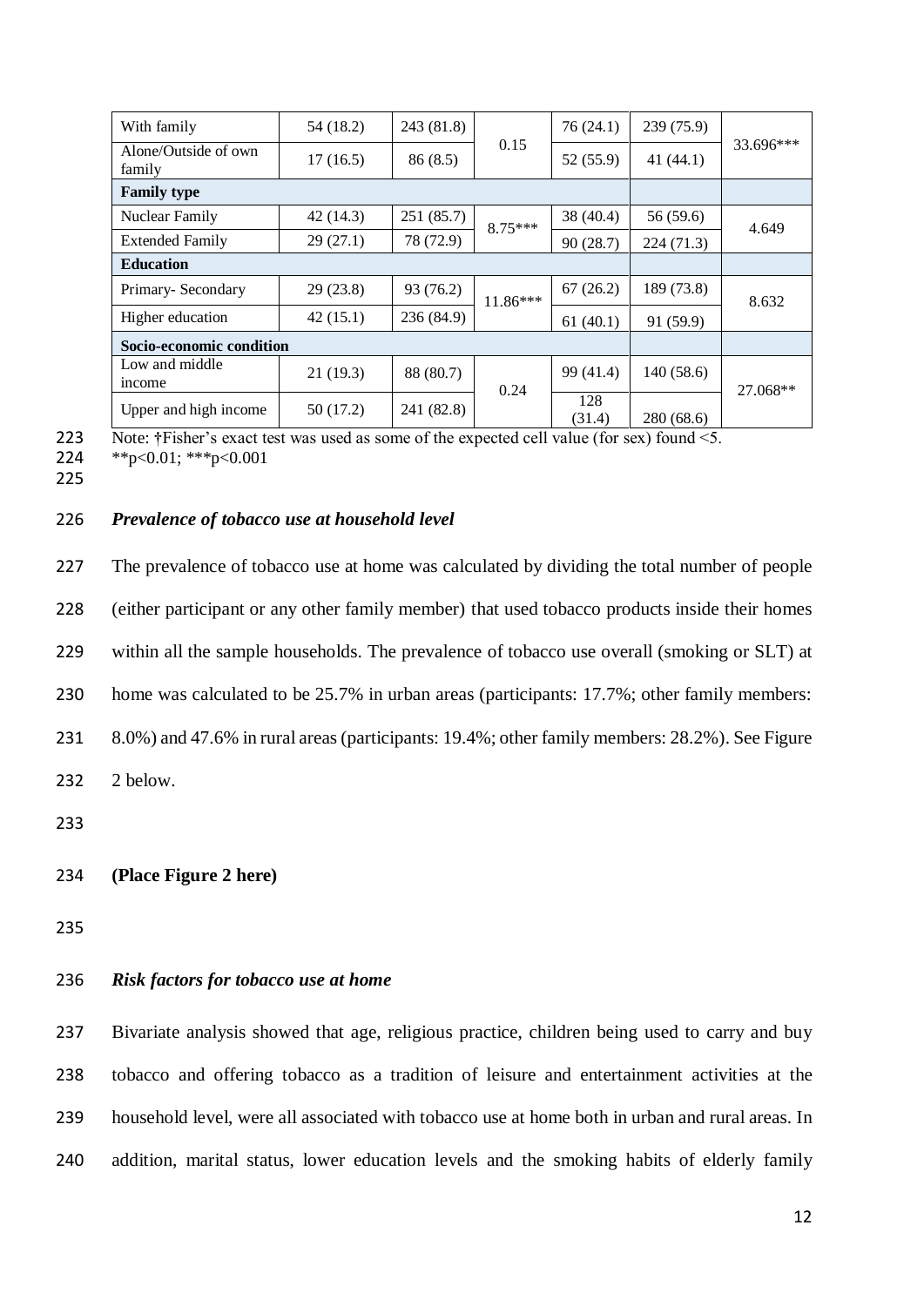| With family | 54 (18.2) | 243 (81.8) | 0.15 | 76 (24.1) | 239 (75.9) | 33.696*** |
|---|---|---|---|---|---|---|
| Alone/Outside of own family | 17 (16.5) | 86 (8.5) | | 52 (55.9) | 41 (44.1) | |
| **Family type** | | | | | | |
| Nuclear Family | 42 (14.3) | 251 (85.7) | 8.75*** | 38 (40.4) | 56 (59.6) | 4.649 |
| Extended Family | 29 (27.1) | 78 (72.9) | | 90 (28.7) | 224 (71.3) | |
| **Education** | | | | | | |
| Primary- Secondary | 29 (23.8) | 93 (76.2) | 11.86*** | 67 (26.2) | 189 (73.8) | 8.632 |
| Higher education | 42 (15.1) | 236 (84.9) | | 61 (40.1) | 91 (59.9) | |
| **Socio-economic condition** | | | | | | |
| Low and middle income | 21 (19.3) | 88 (80.7) | 0.24 | 99 (41.4) | 140 (58.6) | 27.068** |
| Upper and high income | 50 (17.2) | 241 (82.8) | | 128 (31.4) | 280 (68.6) | |

Note: †Fisher's exact test was used as some of the expected cell value (for sex) found <5.
**p<0.01; ***p<0.001

### *Prevalence of tobacco use at household level*

The prevalence of tobacco use at home was calculated by dividing the total number of people (either participant or any other family member) that used tobacco products inside their homes within all the sample households. The prevalence of tobacco use overall (smoking or SLT) at home was calculated to be 25.7% in urban areas (participants: 17.7%; other family members: 8.0%) and 47.6% in rural areas (participants: 19.4%; other family members: 28.2%). See Figure 2 below.

**(Place Figure 2 here)**

### *Risk factors for tobacco use at home*

Bivariate analysis showed that age, religious practice, children being used to carry and buy tobacco and offering tobacco as a tradition of leisure and entertainment activities at the household level, were all associated with tobacco use at home both in urban and rural areas. In addition, marital status, lower education levels and the smoking habits of elderly family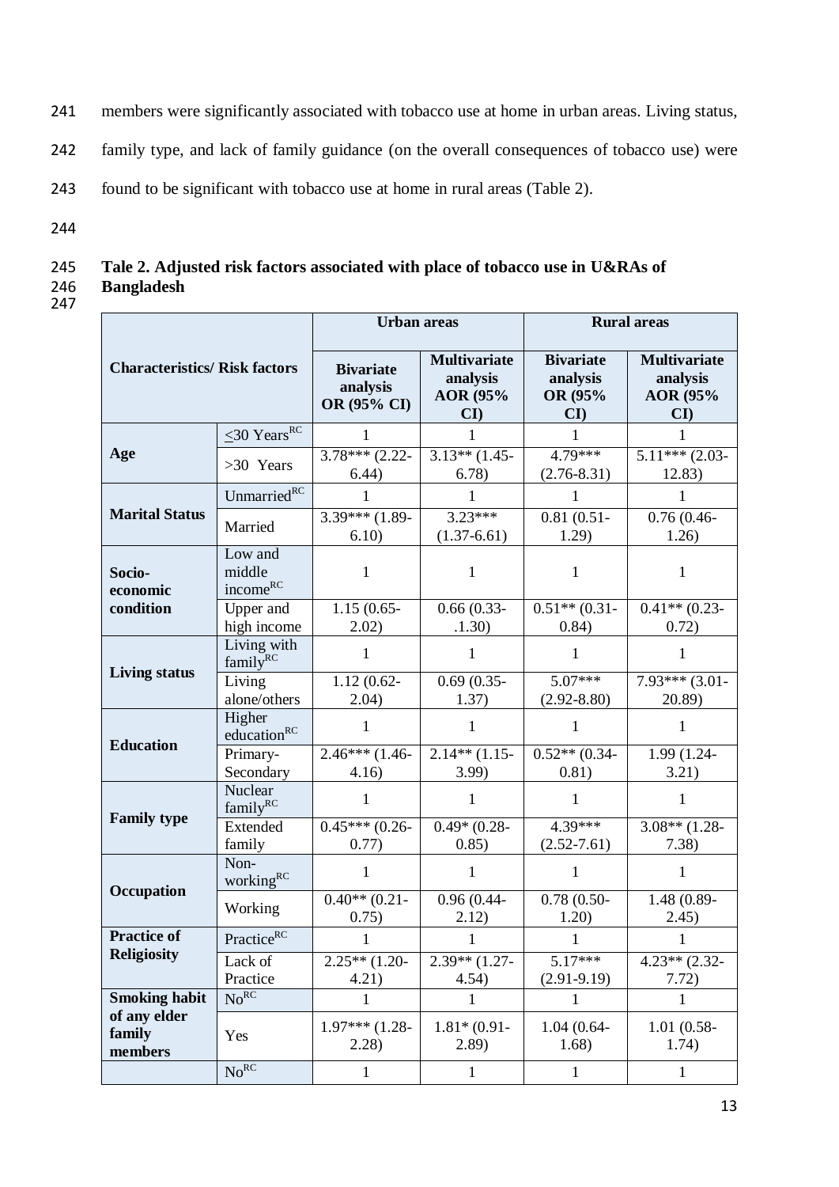members were significantly associated with tobacco use at home in urban areas. Living status, family type, and lack of family guidance (on the overall consequences of tobacco use) were found to be significant with tobacco use at home in rural areas (Table 2).

**Tale 2. Adjusted risk factors associated with place of tobacco use in U&RAs of Bangladesh**

| Characteristics/ Risk factors | | Urban areas | | Rural areas | |
|---|---|---|---|---|---|
| | | **Bivariate analysis OR (95% CI)** | **Multivariate analysis AOR (95% CI)** | **Bivariate analysis OR (95% CI)** | **Multivariate analysis AOR (95% CI)** |
| **Age** | ≤30 Years[RC] | 1 | 1 | 1 | 1 |
| | >30 Years | 3.78*** (2.22-6.44) | 3.13** (1.45-6.78) | 4.79*** (2.76-8.31) | 5.11*** (2.03-12.83) |
| **Marital Status** | Unmarried[RC] | 1 | 1 | 1 | 1 |
| | Married | 3.39*** (1.89-6.10) | 3.23*** (1.37-6.61) | 0.81 (0.51-1.29) | 0.76 (0.46-1.26) |
| **Socio-economic condition** | Low and middle income[RC] | 1 | 1 | 1 | 1 |
| | Upper and high income | 1.15 (0.65-2.02) | 0.66 (0.33-.1.30) | 0.51** (0.31-0.84) | 0.41** (0.23-0.72) |
| **Living status** | Living with family[RC] | 1 | 1 | 1 | 1 |
| | Living alone/others | 1.12 (0.62-2.04) | 0.69 (0.35-1.37) | 5.07*** (2.92-8.80) | 7.93*** (3.01-20.89) |
| **Education** | Higher education[RC] | 1 | 1 | 1 | 1 |
| | Primary-Secondary | 2.46*** (1.46-4.16) | 2.14** (1.15-3.99) | 0.52** (0.34-0.81) | 1.99 (1.24-3.21) |
| **Family type** | Nuclear family[RC] | 1 | 1 | 1 | 1 |
| | Extended family | 0.45*** (0.26-0.77) | 0.49* (0.28-0.85) | 4.39*** (2.52-7.61) | 3.08** (1.28-7.38) |
| **Occupation** | Non-working[RC] | 1 | 1 | 1 | 1 |
| | Working | 0.40** (0.21-0.75) | 0.96 (0.44-2.12) | 0.78 (0.50-1.20) | 1.48 (0.89-2.45) |
| **Practice of Religiosity** | Practice[RC] | 1 | 1 | 1 | 1 |
| | Lack of Practice | 2.25** (1.20-4.21) | 2.39** (1.27-4.54) | 5.17*** (2.91-9.19) | 4.23** (2.32-7.72) |
| **Smoking habit of any elder family members** | No[RC] | 1 | 1 | 1 | 1 |
| | Yes | 1.97*** (1.28-2.28) | 1.81* (0.91-2.89) | 1.04 (0.64-1.68) | 1.01 (0.58-1.74) |
| | No[RC] | 1 | 1 | 1 | 1 |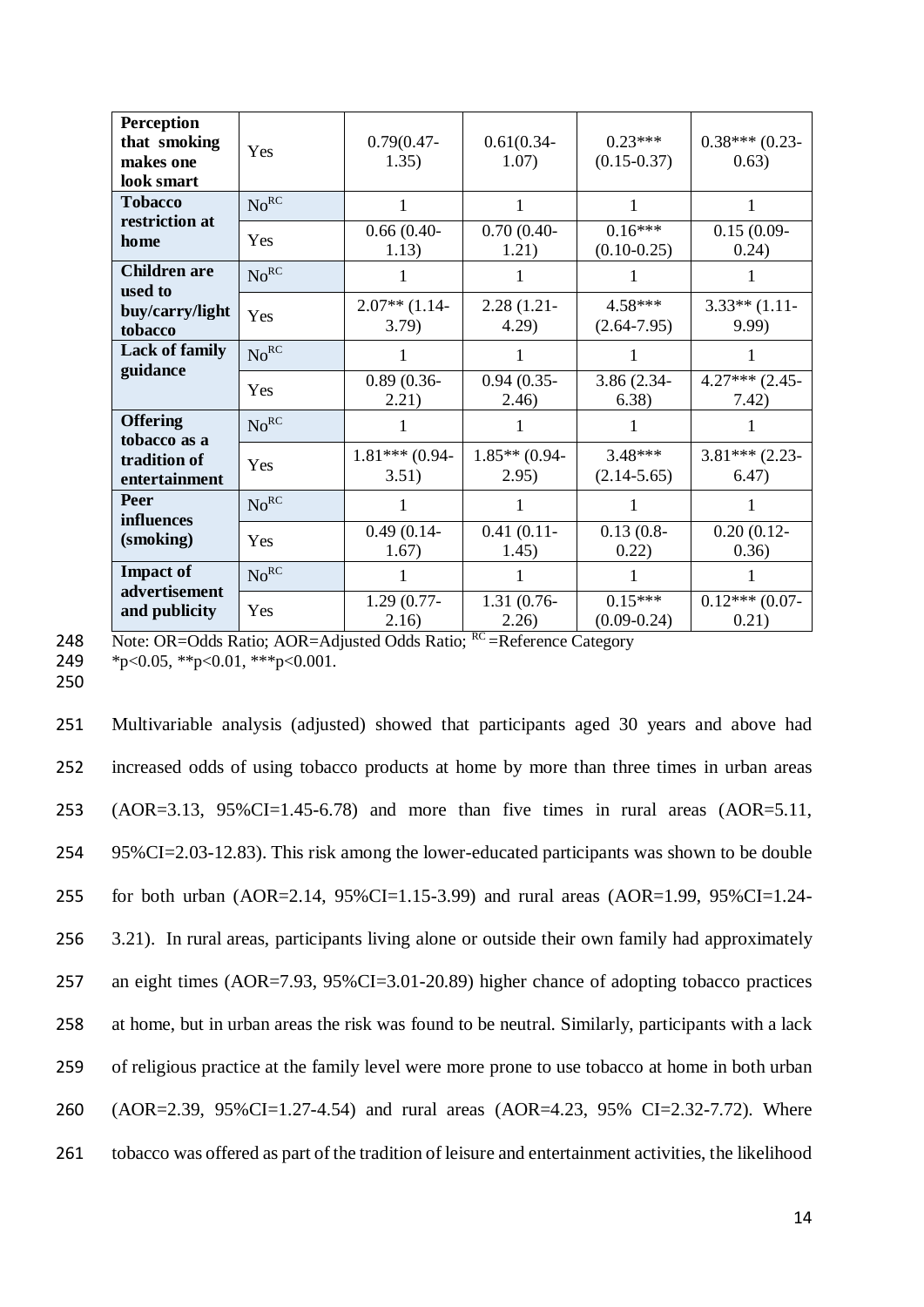| Perception that smoking makes one look smart | Yes | 0.79(0.47-1.35) | 0.61(0.34-1.07) | 0.23*** (0.15-0.37) | 0.38*** (0.23-0.63) |
|---|---|---|---|---|---|
| Tobacco restriction at home | No[RC] | 1 | 1 | 1 | 1 |
| | Yes | 0.66 (0.40-1.13) | 0.70 (0.40-1.21) | 0.16*** (0.10-0.25) | 0.15 (0.09-0.24) |
| Children are used to buy/carry/light tobacco | No[RC] | 1 | 1 | 1 | 1 |
| | Yes | 2.07** (1.14-3.79) | 2.28 (1.21-4.29) | 4.58*** (2.64-7.95) | 3.33** (1.11-9.99) |
| Lack of family guidance | No[RC] | 1 | 1 | 1 | 1 |
| | Yes | 0.89 (0.36-2.21) | 0.94 (0.35-2.46) | 3.86 (2.34-6.38) | 4.27*** (2.45-7.42) |
| Offering tobacco as a tradition of entertainment | No[RC] | 1 | 1 | 1 | 1 |
| | Yes | 1.81*** (0.94-3.51) | 1.85** (0.94-2.95) | 3.48*** (2.14-5.65) | 3.81*** (2.23-6.47) |
| Peer influences (smoking) | No[RC] | 1 | 1 | 1 | 1 |
| | Yes | 0.49 (0.14-1.67) | 0.41 (0.11-1.45) | 0.13 (0.8-0.22) | 0.20 (0.12-0.36) |
| Impact of advertisement and publicity | No[RC] | 1 | 1 | 1 | 1 |
| | Yes | 1.29 (0.77-2.16) | 1.31 (0.76-2.26) | 0.15*** (0.09-0.24) | 0.12*** (0.07-0.21) |

Note: OR=Odds Ratio; AOR=Adjusted Odds Ratio; [RC] =Reference Category
*p<0.05, **p<0.01, ***p<0.001.

Multivariable analysis (adjusted) showed that participants aged 30 years and above had increased odds of using tobacco products at home by more than three times in urban areas (AOR=3.13, 95%CI=1.45-6.78) and more than five times in rural areas (AOR=5.11, 95%CI=2.03-12.83). This risk among the lower-educated participants was shown to be double for both urban (AOR=2.14, 95%CI=1.15-3.99) and rural areas (AOR=1.99, 95%CI=1.24-3.21). In rural areas, participants living alone or outside their own family had approximately an eight times (AOR=7.93, 95%CI=3.01-20.89) higher chance of adopting tobacco practices at home, but in urban areas the risk was found to be neutral. Similarly, participants with a lack of religious practice at the family level were more prone to use tobacco at home in both urban (AOR=2.39, 95%CI=1.27-4.54) and rural areas (AOR=4.23, 95% CI=2.32-7.72). Where tobacco was offered as part of the tradition of leisure and entertainment activities, the likelihood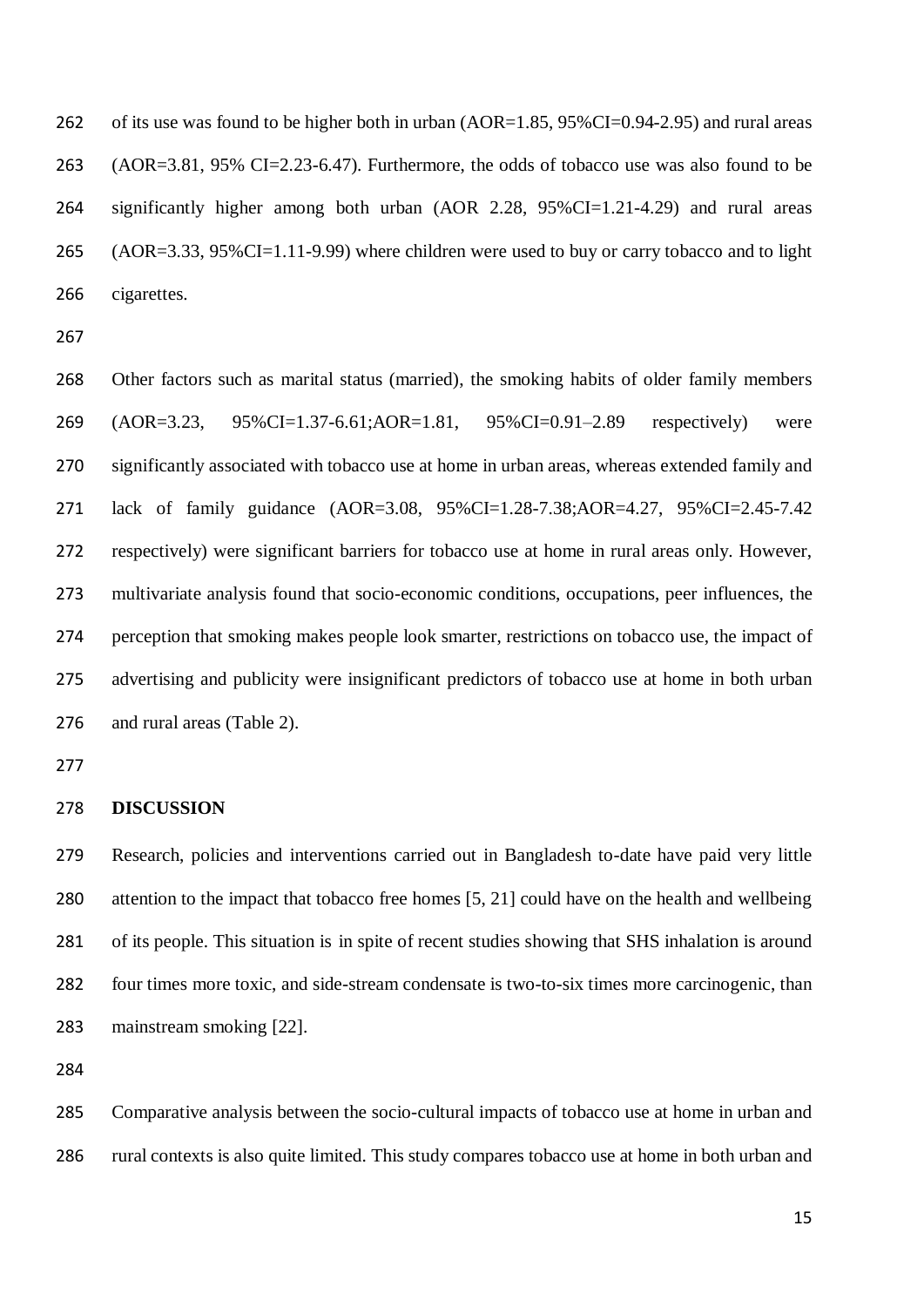of its use was found to be higher both in urban (AOR=1.85, 95%CI=0.94-2.95) and rural areas (AOR=3.81, 95% CI=2.23-6.47). Furthermore, the odds of tobacco use was also found to be significantly higher among both urban (AOR 2.28, 95%CI=1.21-4.29) and rural areas (AOR=3.33, 95%CI=1.11-9.99) where children were used to buy or carry tobacco and to light cigarettes.

Other factors such as marital status (married), the smoking habits of older family members (AOR=3.23, 95%CI=1.37-6.61;AOR=1.81, 95%CI=0.91–2.89 respectively) were significantly associated with tobacco use at home in urban areas, whereas extended family and lack of family guidance (AOR=3.08, 95%CI=1.28-7.38;AOR=4.27, 95%CI=2.45-7.42 respectively) were significant barriers for tobacco use at home in rural areas only. However, multivariate analysis found that socio-economic conditions, occupations, peer influences, the perception that smoking makes people look smarter, restrictions on tobacco use, the impact of advertising and publicity were insignificant predictors of tobacco use at home in both urban and rural areas (Table 2).

## DISCUSSION

Research, policies and interventions carried out in Bangladesh to-date have paid very little attention to the impact that tobacco free homes [5, 21] could have on the health and wellbeing of its people. This situation is in spite of recent studies showing that SHS inhalation is around four times more toxic, and side-stream condensate is two-to-six times more carcinogenic, than mainstream smoking [22].

Comparative analysis between the socio-cultural impacts of tobacco use at home in urban and rural contexts is also quite limited. This study compares tobacco use at home in both urban and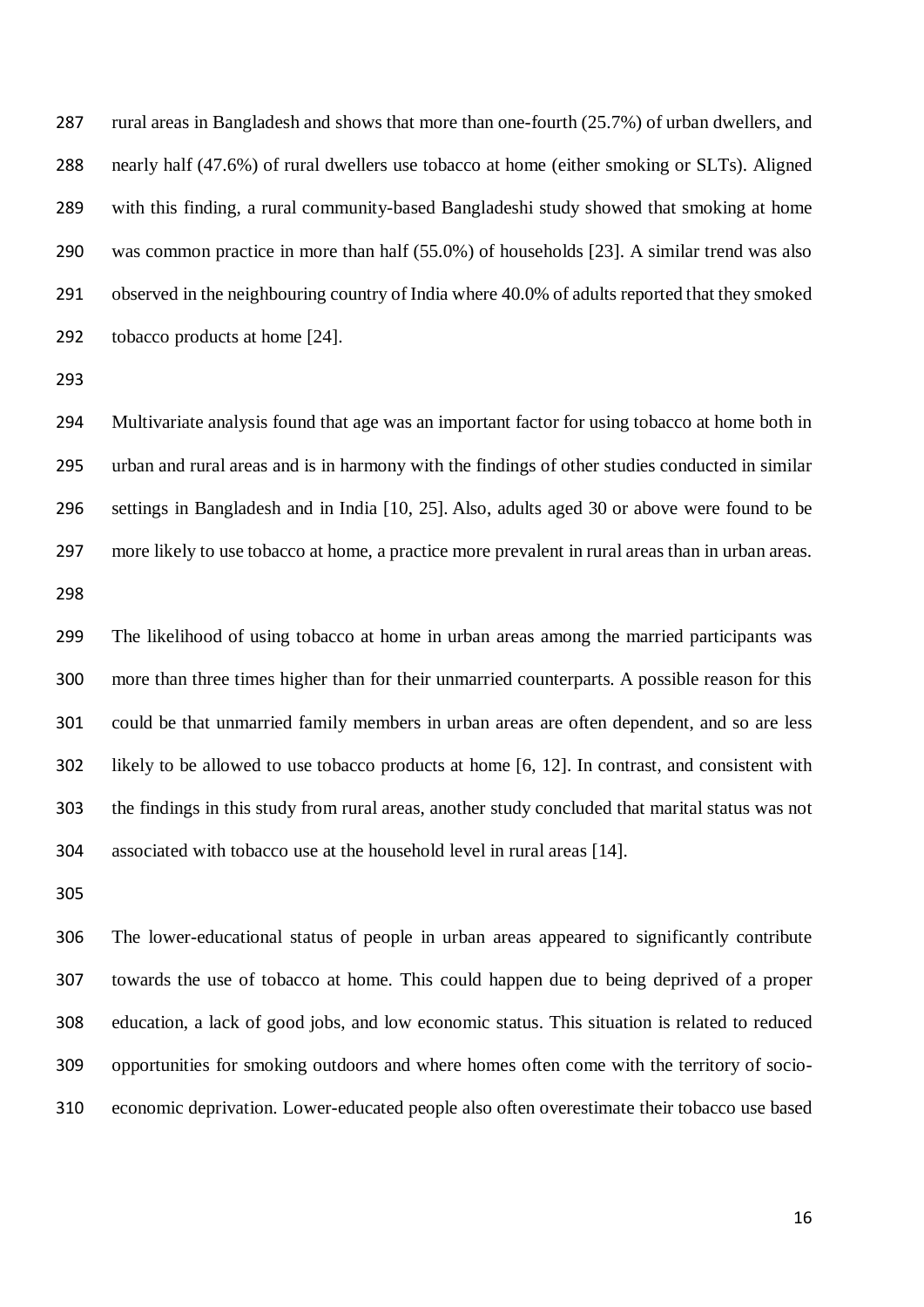rural areas in Bangladesh and shows that more than one-fourth (25.7%) of urban dwellers, and nearly half (47.6%) of rural dwellers use tobacco at home (either smoking or SLTs). Aligned with this finding, a rural community-based Bangladeshi study showed that smoking at home was common practice in more than half (55.0%) of households [23]. A similar trend was also observed in the neighbouring country of India where 40.0% of adults reported that they smoked tobacco products at home [24].

Multivariate analysis found that age was an important factor for using tobacco at home both in urban and rural areas and is in harmony with the findings of other studies conducted in similar settings in Bangladesh and in India [10, 25]. Also, adults aged 30 or above were found to be more likely to use tobacco at home, a practice more prevalent in rural areas than in urban areas.

The likelihood of using tobacco at home in urban areas among the married participants was more than three times higher than for their unmarried counterparts. A possible reason for this could be that unmarried family members in urban areas are often dependent, and so are less likely to be allowed to use tobacco products at home [6, 12]. In contrast, and consistent with the findings in this study from rural areas, another study concluded that marital status was not associated with tobacco use at the household level in rural areas [14].

The lower-educational status of people in urban areas appeared to significantly contribute towards the use of tobacco at home. This could happen due to being deprived of a proper education, a lack of good jobs, and low economic status. This situation is related to reduced opportunities for smoking outdoors and where homes often come with the territory of socio-economic deprivation. Lower-educated people also often overestimate their tobacco use based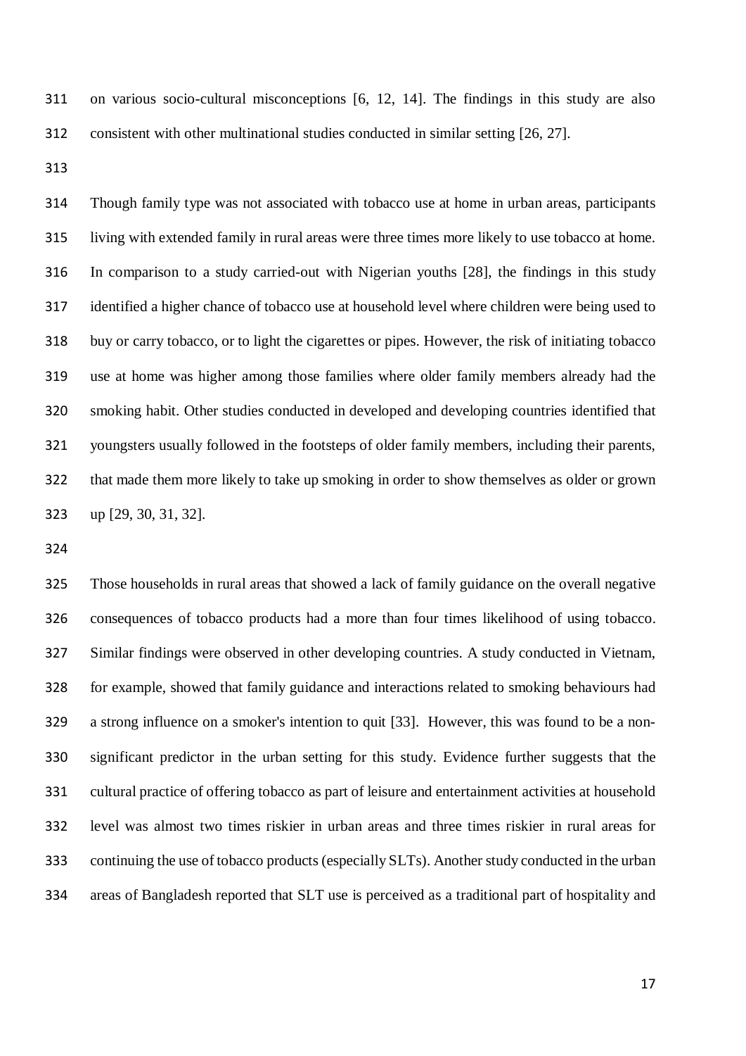on various socio-cultural misconceptions [6, 12, 14]. The findings in this study are also consistent with other multinational studies conducted in similar setting [26, 27].

Though family type was not associated with tobacco use at home in urban areas, participants living with extended family in rural areas were three times more likely to use tobacco at home. In comparison to a study carried-out with Nigerian youths [28], the findings in this study identified a higher chance of tobacco use at household level where children were being used to buy or carry tobacco, or to light the cigarettes or pipes. However, the risk of initiating tobacco use at home was higher among those families where older family members already had the smoking habit. Other studies conducted in developed and developing countries identified that youngsters usually followed in the footsteps of older family members, including their parents, that made them more likely to take up smoking in order to show themselves as older or grown up [29, 30, 31, 32].

Those households in rural areas that showed a lack of family guidance on the overall negative consequences of tobacco products had a more than four times likelihood of using tobacco. Similar findings were observed in other developing countries. A study conducted in Vietnam, for example, showed that family guidance and interactions related to smoking behaviours had a strong influence on a smoker's intention to quit [33]. However, this was found to be a non-significant predictor in the urban setting for this study. Evidence further suggests that the cultural practice of offering tobacco as part of leisure and entertainment activities at household level was almost two times riskier in urban areas and three times riskier in rural areas for continuing the use of tobacco products (especially SLTs). Another study conducted in the urban areas of Bangladesh reported that SLT use is perceived as a traditional part of hospitality and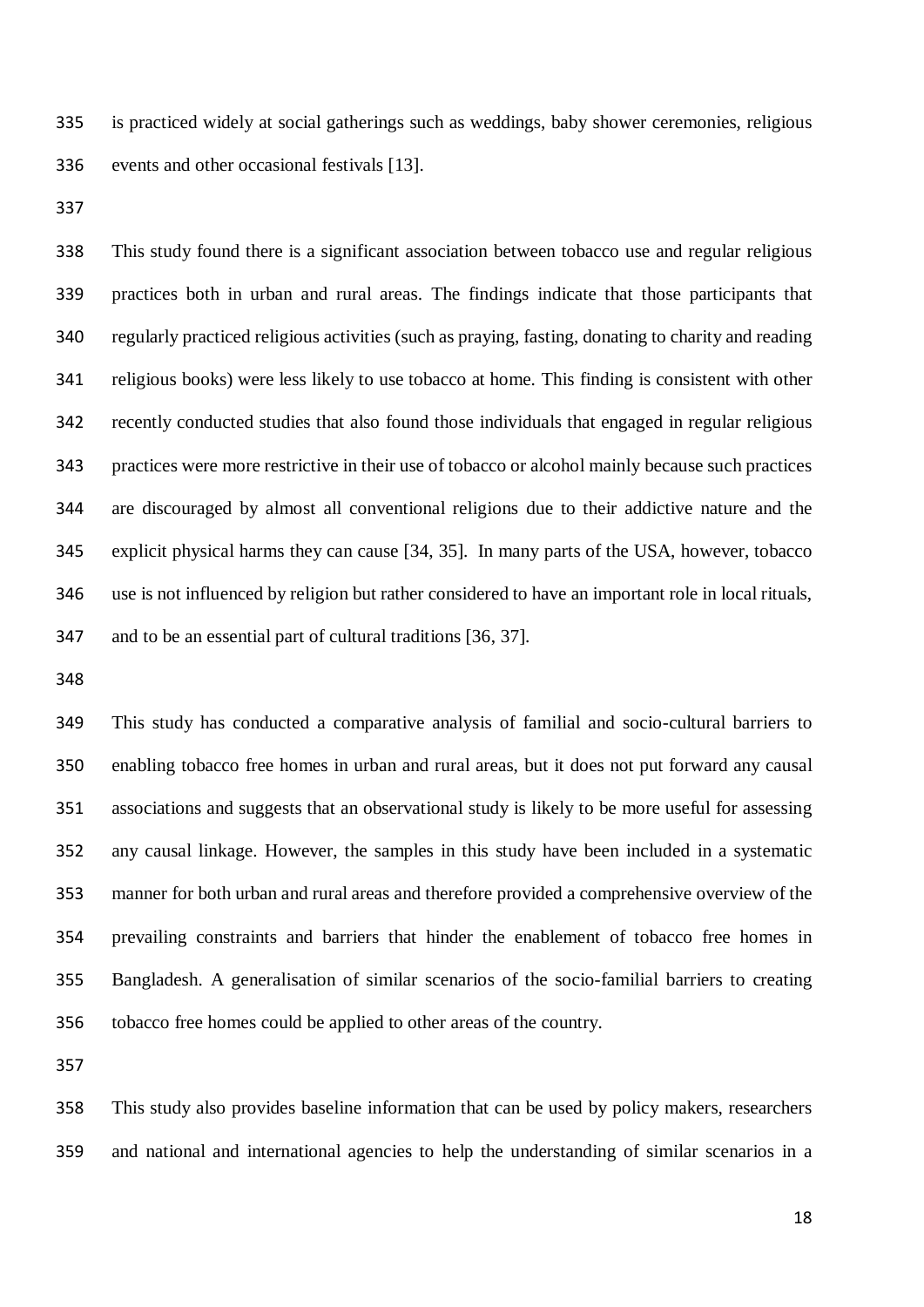is practiced widely at social gatherings such as weddings, baby shower ceremonies, religious events and other occasional festivals [13].

This study found there is a significant association between tobacco use and regular religious practices both in urban and rural areas. The findings indicate that those participants that regularly practiced religious activities (such as praying, fasting, donating to charity and reading religious books) were less likely to use tobacco at home. This finding is consistent with other recently conducted studies that also found those individuals that engaged in regular religious practices were more restrictive in their use of tobacco or alcohol mainly because such practices are discouraged by almost all conventional religions due to their addictive nature and the explicit physical harms they can cause [34, 35]. In many parts of the USA, however, tobacco use is not influenced by religion but rather considered to have an important role in local rituals, and to be an essential part of cultural traditions [36, 37].

This study has conducted a comparative analysis of familial and socio-cultural barriers to enabling tobacco free homes in urban and rural areas, but it does not put forward any causal associations and suggests that an observational study is likely to be more useful for assessing any causal linkage. However, the samples in this study have been included in a systematic manner for both urban and rural areas and therefore provided a comprehensive overview of the prevailing constraints and barriers that hinder the enablement of tobacco free homes in Bangladesh. A generalisation of similar scenarios of the socio-familial barriers to creating tobacco free homes could be applied to other areas of the country.

This study also provides baseline information that can be used by policy makers, researchers and national and international agencies to help the understanding of similar scenarios in a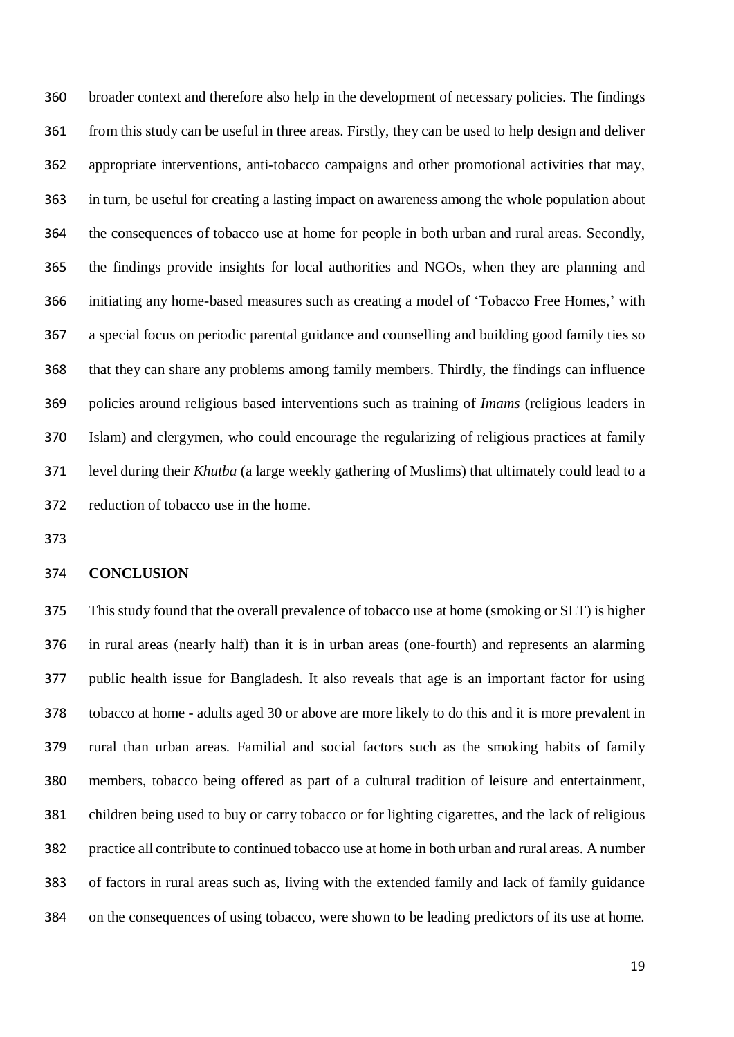broader context and therefore also help in the development of necessary policies. The findings from this study can be useful in three areas. Firstly, they can be used to help design and deliver appropriate interventions, anti-tobacco campaigns and other promotional activities that may, in turn, be useful for creating a lasting impact on awareness among the whole population about the consequences of tobacco use at home for people in both urban and rural areas. Secondly, the findings provide insights for local authorities and NGOs, when they are planning and initiating any home-based measures such as creating a model of 'Tobacco Free Homes,' with a special focus on periodic parental guidance and counselling and building good family ties so that they can share any problems among family members. Thirdly, the findings can influence policies around religious based interventions such as training of *Imams* (religious leaders in Islam) and clergymen, who could encourage the regularizing of religious practices at family level during their *Khutba* (a large weekly gathering of Muslims) that ultimately could lead to a reduction of tobacco use in the home.

## CONCLUSION

This study found that the overall prevalence of tobacco use at home (smoking or SLT) is higher in rural areas (nearly half) than it is in urban areas (one-fourth) and represents an alarming public health issue for Bangladesh. It also reveals that age is an important factor for using tobacco at home - adults aged 30 or above are more likely to do this and it is more prevalent in rural than urban areas. Familial and social factors such as the smoking habits of family members, tobacco being offered as part of a cultural tradition of leisure and entertainment, children being used to buy or carry tobacco or for lighting cigarettes, and the lack of religious practice all contribute to continued tobacco use at home in both urban and rural areas. A number of factors in rural areas such as, living with the extended family and lack of family guidance on the consequences of using tobacco, were shown to be leading predictors of its use at home.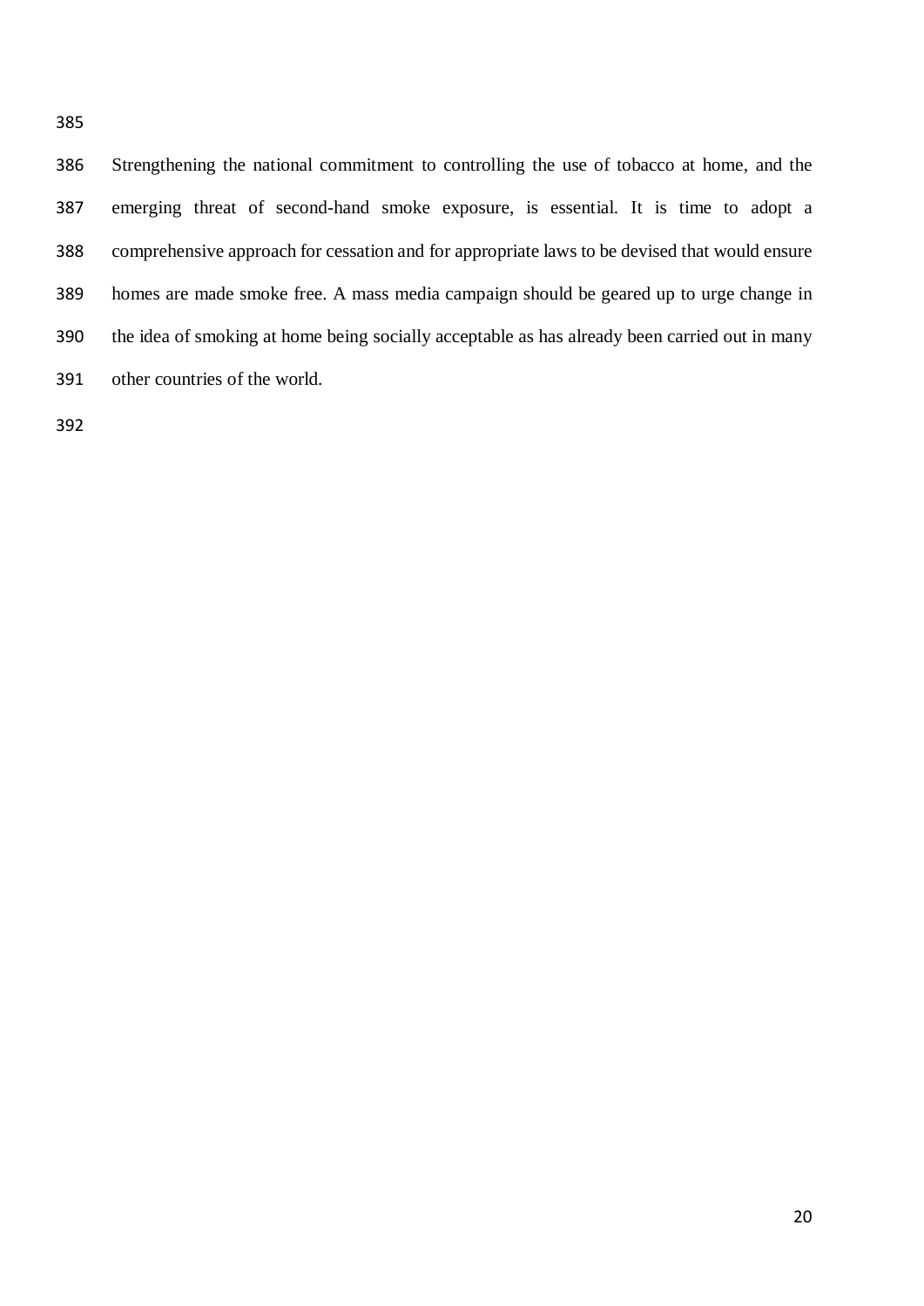Strengthening the national commitment to controlling the use of tobacco at home, and the emerging threat of second-hand smoke exposure, is essential. It is time to adopt a comprehensive approach for cessation and for appropriate laws to be devised that would ensure homes are made smoke free. A mass media campaign should be geared up to urge change in the idea of smoking at home being socially acceptable as has already been carried out in many other countries of the world.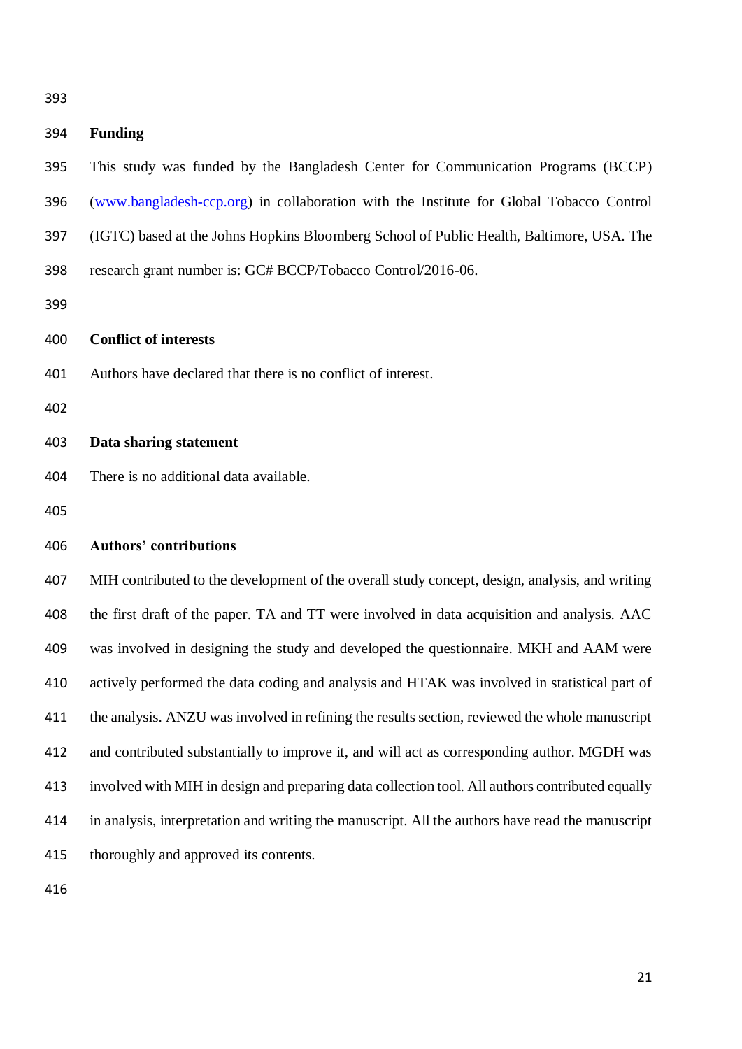## Funding

This study was funded by the Bangladesh Center for Communication Programs (BCCP) (www.bangladesh-ccp.org) in collaboration with the Institute for Global Tobacco Control (IGTC) based at the Johns Hopkins Bloomberg School of Public Health, Baltimore, USA. The research grant number is: GC# BCCP/Tobacco Control/2016-06.

## Conflict of interests

Authors have declared that there is no conflict of interest.

## Data sharing statement

There is no additional data available.

## Authors' contributions

MIH contributed to the development of the overall study concept, design, analysis, and writing the first draft of the paper. TA and TT were involved in data acquisition and analysis. AAC was involved in designing the study and developed the questionnaire. MKH and AAM were actively performed the data coding and analysis and HTAK was involved in statistical part of the analysis. ANZU was involved in refining the results section, reviewed the whole manuscript and contributed substantially to improve it, and will act as corresponding author. MGDH was involved with MIH in design and preparing data collection tool. All authors contributed equally in analysis, interpretation and writing the manuscript. All the authors have read the manuscript thoroughly and approved its contents.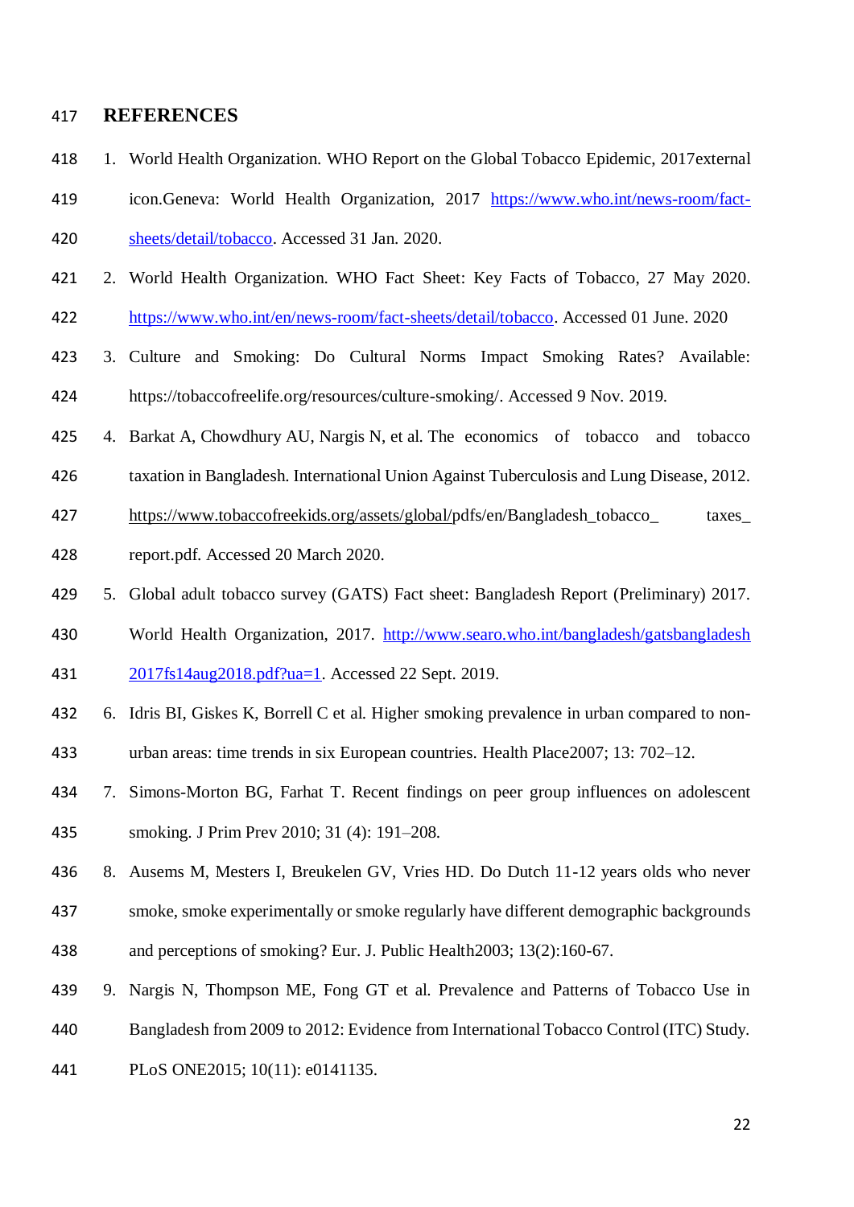## REFERENCES

1. World Health Organization. WHO Report on the Global Tobacco Epidemic, 2017external icon.Geneva: World Health Organization, 2017 https://www.who.int/news-room/fact-sheets/detail/tobacco. Accessed 31 Jan. 2020.
2. World Health Organization. WHO Fact Sheet: Key Facts of Tobacco, 27 May 2020. https://www.who.int/en/news-room/fact-sheets/detail/tobacco. Accessed 01 June. 2020
3. Culture and Smoking: Do Cultural Norms Impact Smoking Rates? Available: https://tobaccofreelife.org/resources/culture-smoking/. Accessed 9 Nov. 2019.
4. Barkat A, Chowdhury AU, Nargis N, et al. The economics of tobacco and tobacco taxation in Bangladesh. International Union Against Tuberculosis and Lung Disease, 2012. https://www.tobaccofreekids.org/assets/global/pdfs/en/Bangladesh_tobacco_ taxes_ report.pdf. Accessed 20 March 2020.
5. Global adult tobacco survey (GATS) Fact sheet: Bangladesh Report (Preliminary) 2017. World Health Organization, 2017. http://www.searo.who.int/bangladesh/gatsbangladesh 2017fs14aug2018.pdf?ua=1. Accessed 22 Sept. 2019.
6. Idris BI, Giskes K, Borrell C et al. Higher smoking prevalence in urban compared to non-urban areas: time trends in six European countries. Health Place2007; 13: 702–12.
7. Simons-Morton BG, Farhat T. Recent findings on peer group influences on adolescent smoking. J Prim Prev 2010; 31 (4): 191–208.
8. Ausems M, Mesters I, Breukelen GV, Vries HD. Do Dutch 11-12 years olds who never smoke, smoke experimentally or smoke regularly have different demographic backgrounds and perceptions of smoking? Eur. J. Public Health2003; 13(2):160-67.
9. Nargis N, Thompson ME, Fong GT et al. Prevalence and Patterns of Tobacco Use in Bangladesh from 2009 to 2012: Evidence from International Tobacco Control (ITC) Study. PLoS ONE2015; 10(11): e0141135.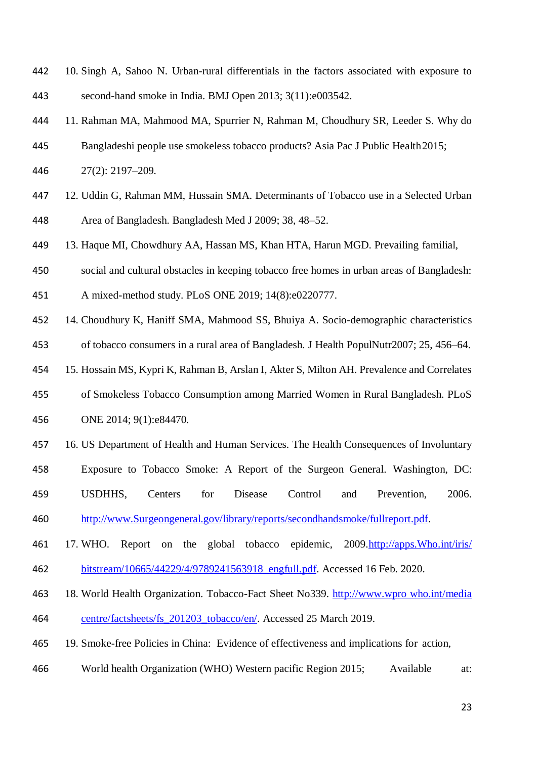10. Singh A, Sahoo N. Urban-rural differentials in the factors associated with exposure to second-hand smoke in India. BMJ Open 2013; 3(11):e003542.
11. Rahman MA, Mahmood MA, Spurrier N, Rahman M, Choudhury SR, Leeder S. Why do Bangladeshi people use smokeless tobacco products? Asia Pac J Public Health 2015; 27(2): 2197–209.
12. Uddin G, Rahman MM, Hussain SMA. Determinants of Tobacco use in a Selected Urban Area of Bangladesh. Bangladesh Med J 2009; 38, 48–52.
13. Haque MI, Chowdhury AA, Hassan MS, Khan HTA, Harun MGD. Prevailing familial, social and cultural obstacles in keeping tobacco free homes in urban areas of Bangladesh: A mixed-method study. PLoS ONE 2019; 14(8):e0220777.
14. Choudhury K, Haniff SMA, Mahmood SS, Bhuiya A. Socio-demographic characteristics of tobacco consumers in a rural area of Bangladesh. J Health PopulNutr2007; 25, 456–64.
15. Hossain MS, Kypri K, Rahman B, Arslan I, Akter S, Milton AH. Prevalence and Correlates of Smokeless Tobacco Consumption among Married Women in Rural Bangladesh. PLoS ONE 2014; 9(1):e84470.
16. US Department of Health and Human Services. The Health Consequences of Involuntary Exposure to Tobacco Smoke: A Report of the Surgeon General. Washington, DC: USDHHS, Centers for Disease Control and Prevention, 2006. http://www.Surgeongeneral.gov/library/reports/secondhandsmoke/fullreport.pdf.
17. WHO. Report on the global tobacco epidemic, 2009.http://apps.Who.int/iris/bitstream/10665/44229/4/9789241563918_engfull.pdf. Accessed 16 Feb. 2020.
18. World Health Organization. Tobacco-Fact Sheet No339. http://www.wpro who.int/media centre/factsheets/fs_201203_tobacco/en/. Accessed 25 March 2019.
19. Smoke-free Policies in China: Evidence of effectiveness and implications for action, World health Organization (WHO) Western pacific Region 2015; Available at: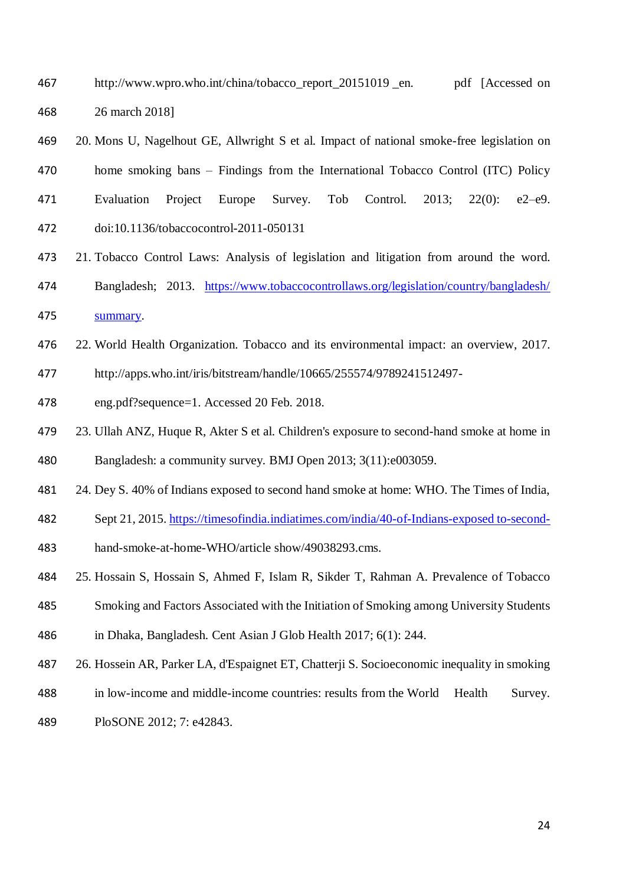http://www.wpro.who.int/china/tobacco_report_20151019 _en. pdf [Accessed on 26 march 2018]

20. Mons U, Nagelhout GE, Allwright S et al. Impact of national smoke-free legislation on home smoking bans – Findings from the International Tobacco Control (ITC) Policy Evaluation Project Europe Survey. Tob Control. 2013; 22(0): e2–e9. doi:10.1136/tobaccocontrol-2011-050131
21. Tobacco Control Laws: Analysis of legislation and litigation from around the word. Bangladesh; 2013. https://www.tobaccocontrollaws.org/legislation/country/bangladesh/summary.
22. World Health Organization. Tobacco and its environmental impact: an overview, 2017. http://apps.who.int/iris/bitstream/handle/10665/255574/9789241512497-eng.pdf?sequence=1. Accessed 20 Feb. 2018.
23. Ullah ANZ, Huque R, Akter S et al. Children's exposure to second-hand smoke at home in Bangladesh: a community survey. BMJ Open 2013; 3(11):e003059.
24. Dey S. 40% of Indians exposed to second hand smoke at home: WHO. The Times of India, Sept 21, 2015. https://timesofindia.indiatimes.com/india/40-of-Indians-exposed to-second-hand-smoke-at-home-WHO/article show/49038293.cms.
25. Hossain S, Hossain S, Ahmed F, Islam R, Sikder T, Rahman A. Prevalence of Tobacco Smoking and Factors Associated with the Initiation of Smoking among University Students in Dhaka, Bangladesh. Cent Asian J Glob Health 2017; 6(1): 244.
26. Hossein AR, Parker LA, d'Espaignet ET, Chatterji S. Socioeconomic inequality in smoking in low-income and middle-income countries: results from the World Health Survey. PloSONE 2012; 7: e42843.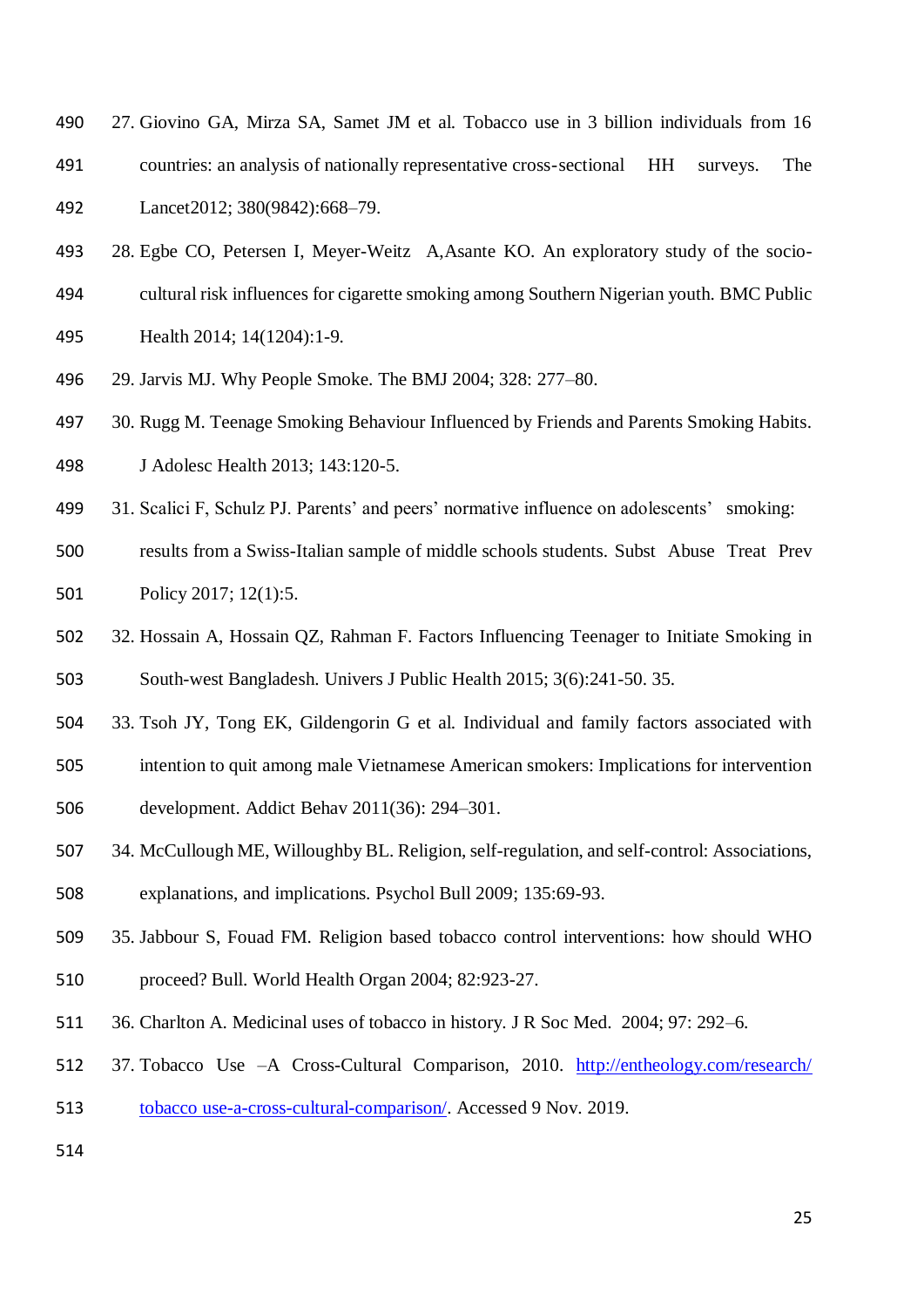27. Giovino GA, Mirza SA, Samet JM et al. Tobacco use in 3 billion individuals from 16 countries: an analysis of nationally representative cross-sectional HH surveys. The Lancet2012; 380(9842):668–79.
28. Egbe CO, Petersen I, Meyer-Weitz A,Asante KO. An exploratory study of the socio-cultural risk influences for cigarette smoking among Southern Nigerian youth. BMC Public Health 2014; 14(1204):1-9.
29. Jarvis MJ. Why People Smoke. The BMJ 2004; 328: 277–80.
30. Rugg M. Teenage Smoking Behaviour Influenced by Friends and Parents Smoking Habits. J Adolesc Health 2013; 143:120-5.
31. Scalici F, Schulz PJ. Parents' and peers' normative influence on adolescents' smoking: results from a Swiss-Italian sample of middle schools students. Subst Abuse Treat Prev Policy 2017; 12(1):5.
32. Hossain A, Hossain QZ, Rahman F. Factors Influencing Teenager to Initiate Smoking in South-west Bangladesh. Univers J Public Health 2015; 3(6):241-50. 35.
33. Tsoh JY, Tong EK, Gildengorin G et al. Individual and family factors associated with intention to quit among male Vietnamese American smokers: Implications for intervention development. Addict Behav 2011(36): 294–301.
34. McCullough ME, Willoughby BL. Religion, self-regulation, and self-control: Associations, explanations, and implications. Psychol Bull 2009; 135:69-93.
35. Jabbour S, Fouad FM. Religion based tobacco control interventions: how should WHO proceed? Bull. World Health Organ 2004; 82:923-27.
36. Charlton A. Medicinal uses of tobacco in history. J R Soc Med. 2004; 97: 292–6.
37. Tobacco Use –A Cross-Cultural Comparison, 2010. [http://entheology.com/research/tobacco use-a-cross-cultural-comparison/](http://entheology.com/research/tobacco-use-a-cross-cultural-comparison/). Accessed 9 Nov. 2019.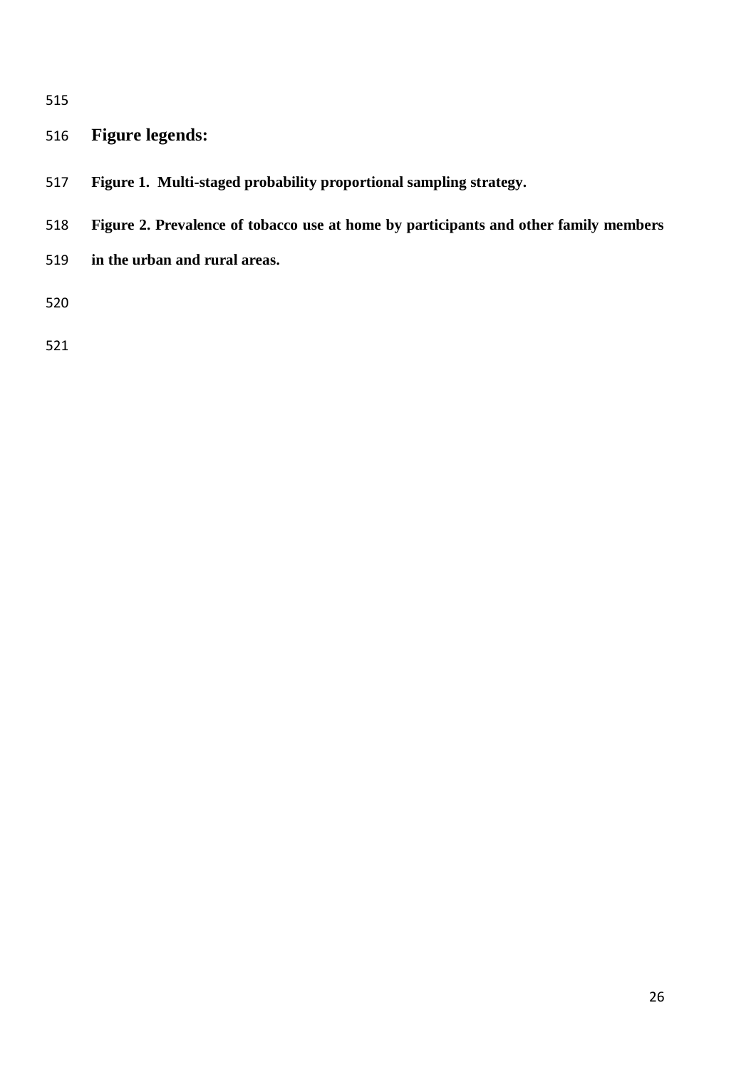## Figure legends:

**Figure 1. Multi-staged probability proportional sampling strategy.**

**Figure 2. Prevalence of tobacco use at home by participants and other family members in the urban and rural areas.**